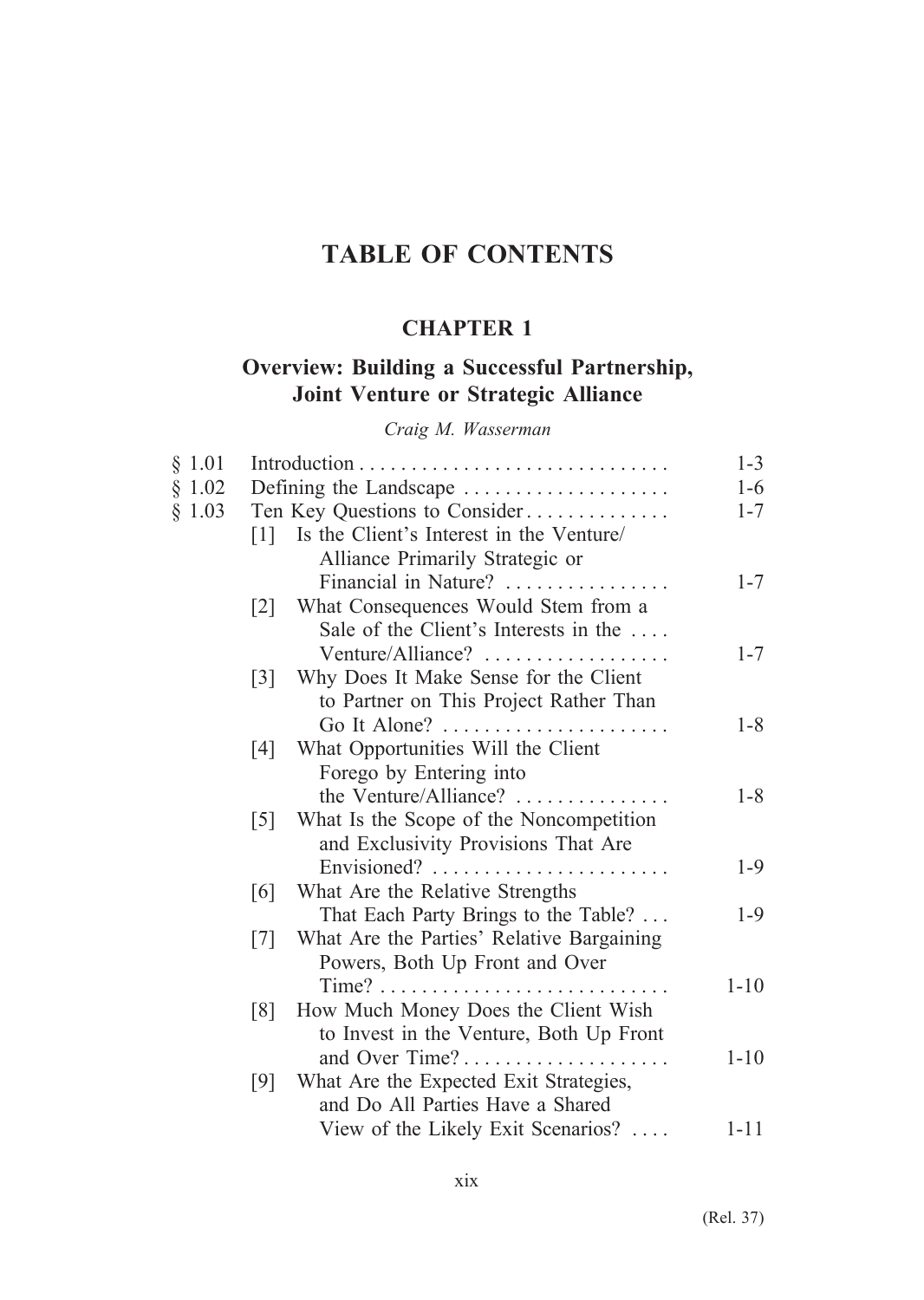# TABLE OF CONTENTS

## CHAPTER 1

## Overview: Building a Successful Partnership, Joint Venture or Strategic Alliance

*Craig M. Wasserman*

| | | |
|---|---|---|
| § 1.01 | Introduction | 1-3 |
| § 1.02 | Defining the Landscape | 1-6 |
| § 1.03 | Ten Key Questions to Consider | 1-7 |
| | [1] Is the Client's Interest in the Venture/ Alliance Primarily Strategic or Financial in Nature? | 1-7 |
| | [2] What Consequences Would Stem from a Sale of the Client's Interests in the Venture/Alliance? | 1-7 |
| | [3] Why Does It Make Sense for the Client to Partner on This Project Rather Than Go It Alone? | 1-8 |
| | [4] What Opportunities Will the Client Forego by Entering into the Venture/Alliance? | 1-8 |
| | [5] What Is the Scope of the Noncompetition and Exclusivity Provisions That Are Envisioned? | 1-9 |
| | [6] What Are the Relative Strengths That Each Party Brings to the Table? | 1-9 |
| | [7] What Are the Parties' Relative Bargaining Powers, Both Up Front and Over Time? | 1-10 |
| | [8] How Much Money Does the Client Wish to Invest in the Venture, Both Up Front and Over Time? | 1-10 |
| | [9] What Are the Expected Exit Strategies, and Do All Parties Have a Shared View of the Likely Exit Scenarios? | 1-11 |

(Rel. 37)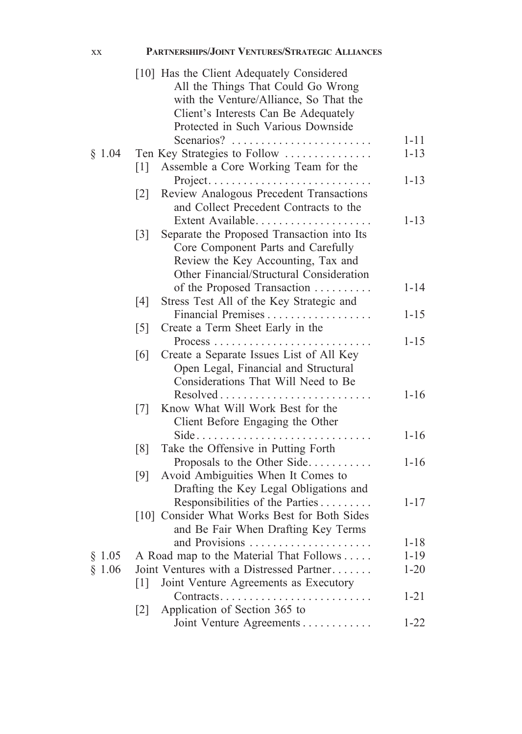| | | |
|---|---|---|
| | [10] Has the Client Adequately Considered All the Things That Could Go Wrong with the Venture/Alliance, So That the Client's Interests Can Be Adequately Protected in Such Various Downside Scenarios? | 1-11 |
| § 1.04 | Ten Key Strategies to Follow | 1-13 |
| | [1] Assemble a Core Working Team for the Project | 1-13 |
| | [2] Review Analogous Precedent Transactions and Collect Precedent Contracts to the Extent Available | 1-13 |
| | [3] Separate the Proposed Transaction into Its Core Component Parts and Carefully Review the Key Accounting, Tax and Other Financial/Structural Consideration of the Proposed Transaction | 1-14 |
| | [4] Stress Test All of the Key Strategic and Financial Premises | 1-15 |
| | [5] Create a Term Sheet Early in the Process | 1-15 |
| | [6] Create a Separate Issues List of All Key Open Legal, Financial and Structural Considerations That Will Need to Be Resolved | 1-16 |
| | [7] Know What Will Work Best for the Client Before Engaging the Other Side | 1-16 |
| | [8] Take the Offensive in Putting Forth Proposals to the Other Side | 1-16 |
| | [9] Avoid Ambiguities When It Comes to Drafting the Key Legal Obligations and Responsibilities of the Parties | 1-17 |
| | [10] Consider What Works Best for Both Sides and Be Fair When Drafting Key Terms and Provisions | 1-18 |
| § 1.05 | A Road map to the Material That Follows | 1-19 |
| § 1.06 | Joint Ventures with a Distressed Partner | 1-20 |
| | [1] Joint Venture Agreements as Executory Contracts | 1-21 |
| | [2] Application of Section 365 to Joint Venture Agreements | 1-22 |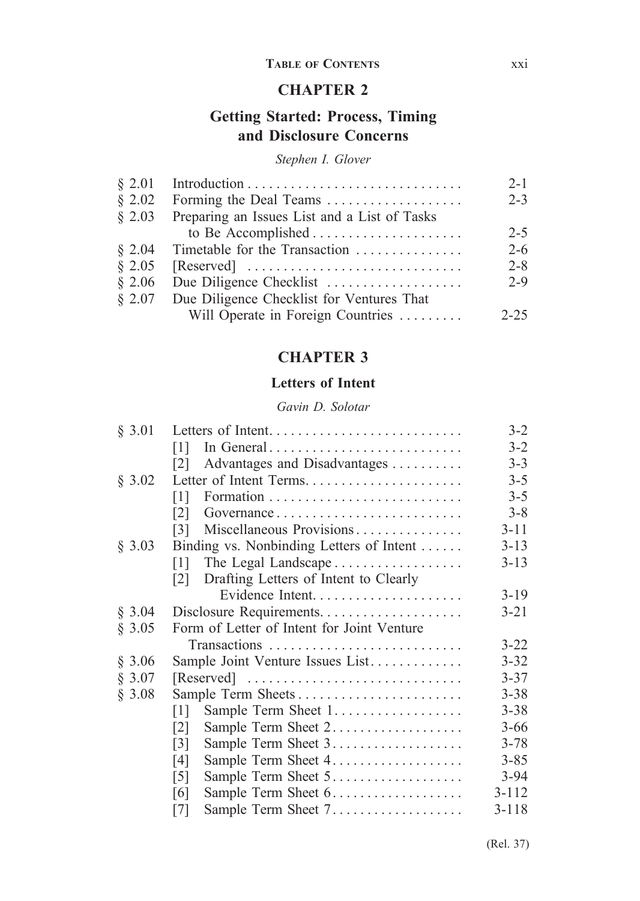# CHAPTER 2

## Getting Started: Process, Timing and Disclosure Concerns

*Stephen I. Glover*

| | | |
|---|---|---|
| § 2.01 | Introduction | 2-1 |
| § 2.02 | Forming the Deal Teams | 2-3 |
| § 2.03 | Preparing an Issues List and a List of Tasks to Be Accomplished | 2-5 |
| § 2.04 | Timetable for the Transaction | 2-6 |
| § 2.05 | [Reserved] | 2-8 |
| § 2.06 | Due Diligence Checklist | 2-9 |
| § 2.07 | Due Diligence Checklist for Ventures That Will Operate in Foreign Countries | 2-25 |

# CHAPTER 3

## Letters of Intent

*Gavin D. Solotar*

| | | |
|---|---|---|
| § 3.01 | Letters of Intent | 3-2 |
| | [1] In General | 3-2 |
| | [2] Advantages and Disadvantages | 3-3 |
| § 3.02 | Letter of Intent Terms | 3-5 |
| | [1] Formation | 3-5 |
| | [2] Governance | 3-8 |
| | [3] Miscellaneous Provisions | 3-11 |
| § 3.03 | Binding vs. Nonbinding Letters of Intent | 3-13 |
| | [1] The Legal Landscape | 3-13 |
| | [2] Drafting Letters of Intent to Clearly Evidence Intent | 3-19 |
| § 3.04 | Disclosure Requirements | 3-21 |
| § 3.05 | Form of Letter of Intent for Joint Venture Transactions | 3-22 |
| § 3.06 | Sample Joint Venture Issues List | 3-32 |
| § 3.07 | [Reserved] | 3-37 |
| § 3.08 | Sample Term Sheets | 3-38 |
| | [1] Sample Term Sheet 1 | 3-38 |
| | [2] Sample Term Sheet 2 | 3-66 |
| | [3] Sample Term Sheet 3 | 3-78 |
| | [4] Sample Term Sheet 4 | 3-85 |
| | [5] Sample Term Sheet 5 | 3-94 |
| | [6] Sample Term Sheet 6 | 3-112 |
| | [7] Sample Term Sheet 7 | 3-118 |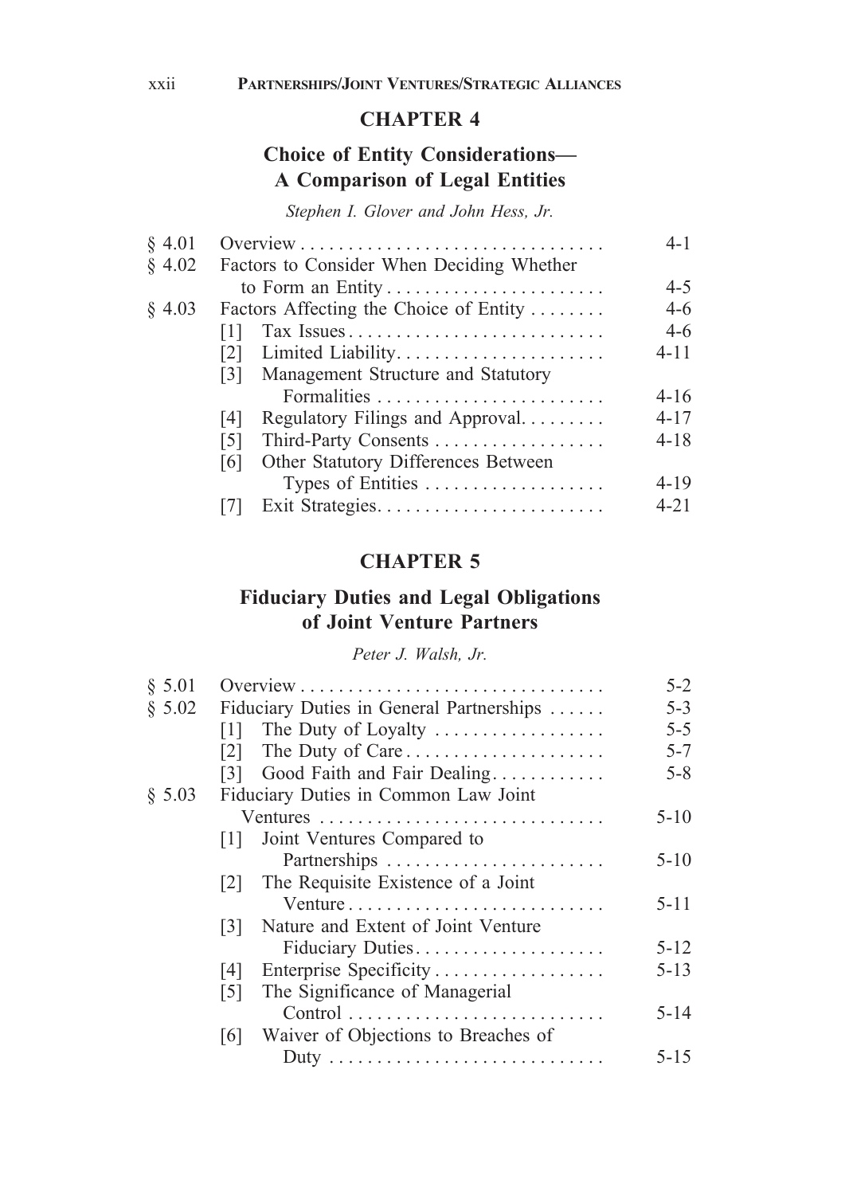## CHAPTER 4

## Choice of Entity Considerations— A Comparison of Legal Entities

*Stephen I. Glover and John Hess, Jr.*

| | | |
|---|---|---|
| § 4.01 | Overview | 4-1 |
| § 4.02 | Factors to Consider When Deciding Whether to Form an Entity | 4-5 |
| § 4.03 | Factors Affecting the Choice of Entity | 4-6 |
| | [1] Tax Issues | 4-6 |
| | [2] Limited Liability | 4-11 |
| | [3] Management Structure and Statutory Formalities | 4-16 |
| | [4] Regulatory Filings and Approval | 4-17 |
| | [5] Third-Party Consents | 4-18 |
| | [6] Other Statutory Differences Between Types of Entities | 4-19 |
| | [7] Exit Strategies | 4-21 |

## CHAPTER 5

## Fiduciary Duties and Legal Obligations of Joint Venture Partners

*Peter J. Walsh, Jr.*

| | | |
|---|---|---|
| § 5.01 | Overview | 5-2 |
| § 5.02 | Fiduciary Duties in General Partnerships | 5-3 |
| | [1] The Duty of Loyalty | 5-5 |
| | [2] The Duty of Care | 5-7 |
| | [3] Good Faith and Fair Dealing | 5-8 |
| § 5.03 | Fiduciary Duties in Common Law Joint Ventures | 5-10 |
| | [1] Joint Ventures Compared to Partnerships | 5-10 |
| | [2] The Requisite Existence of a Joint Venture | 5-11 |
| | [3] Nature and Extent of Joint Venture Fiduciary Duties | 5-12 |
| | [4] Enterprise Specificity | 5-13 |
| | [5] The Significance of Managerial Control | 5-14 |
| | [6] Waiver of Objections to Breaches of Duty | 5-15 |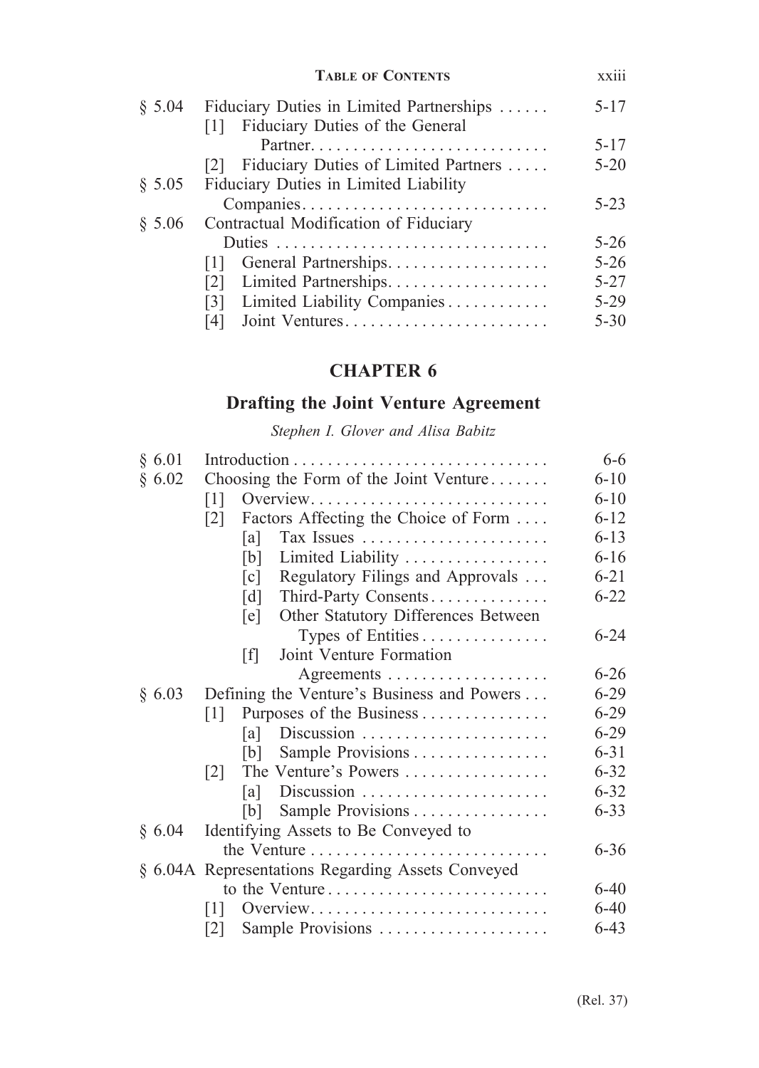| | | |
|---|---|---|
| § 5.04 | Fiduciary Duties in Limited Partnerships | 5-17 |
| | [1] Fiduciary Duties of the General Partner | 5-17 |
| | [2] Fiduciary Duties of Limited Partners | 5-20 |
| § 5.05 | Fiduciary Duties in Limited Liability Companies | 5-23 |
| § 5.06 | Contractual Modification of Fiduciary Duties | 5-26 |
| | [1] General Partnerships | 5-26 |
| | [2] Limited Partnerships | 5-27 |
| | [3] Limited Liability Companies | 5-29 |
| | [4] Joint Ventures | 5-30 |

## CHAPTER 6

## Drafting the Joint Venture Agreement

*Stephen I. Glover and Alisa Babitz*

| | | |
|---|---|---|
| § 6.01 | Introduction | 6-6 |
| § 6.02 | Choosing the Form of the Joint Venture | 6-10 |
| | [1] Overview | 6-10 |
| | [2] Factors Affecting the Choice of Form | 6-12 |
| | [a] Tax Issues | 6-13 |
| | [b] Limited Liability | 6-16 |
| | [c] Regulatory Filings and Approvals | 6-21 |
| | [d] Third-Party Consents | 6-22 |
| | [e] Other Statutory Differences Between Types of Entities | 6-24 |
| | [f] Joint Venture Formation Agreements | 6-26 |
| § 6.03 | Defining the Venture's Business and Powers | 6-29 |
| | [1] Purposes of the Business | 6-29 |
| | [a] Discussion | 6-29 |
| | [b] Sample Provisions | 6-31 |
| | [2] The Venture's Powers | 6-32 |
| | [a] Discussion | 6-32 |
| | [b] Sample Provisions | 6-33 |
| § 6.04 | Identifying Assets to Be Conveyed to the Venture | 6-36 |
| § 6.04A | Representations Regarding Assets Conveyed to the Venture | 6-40 |
| | [1] Overview | 6-40 |
| | [2] Sample Provisions | 6-43 |

(Rel. 37)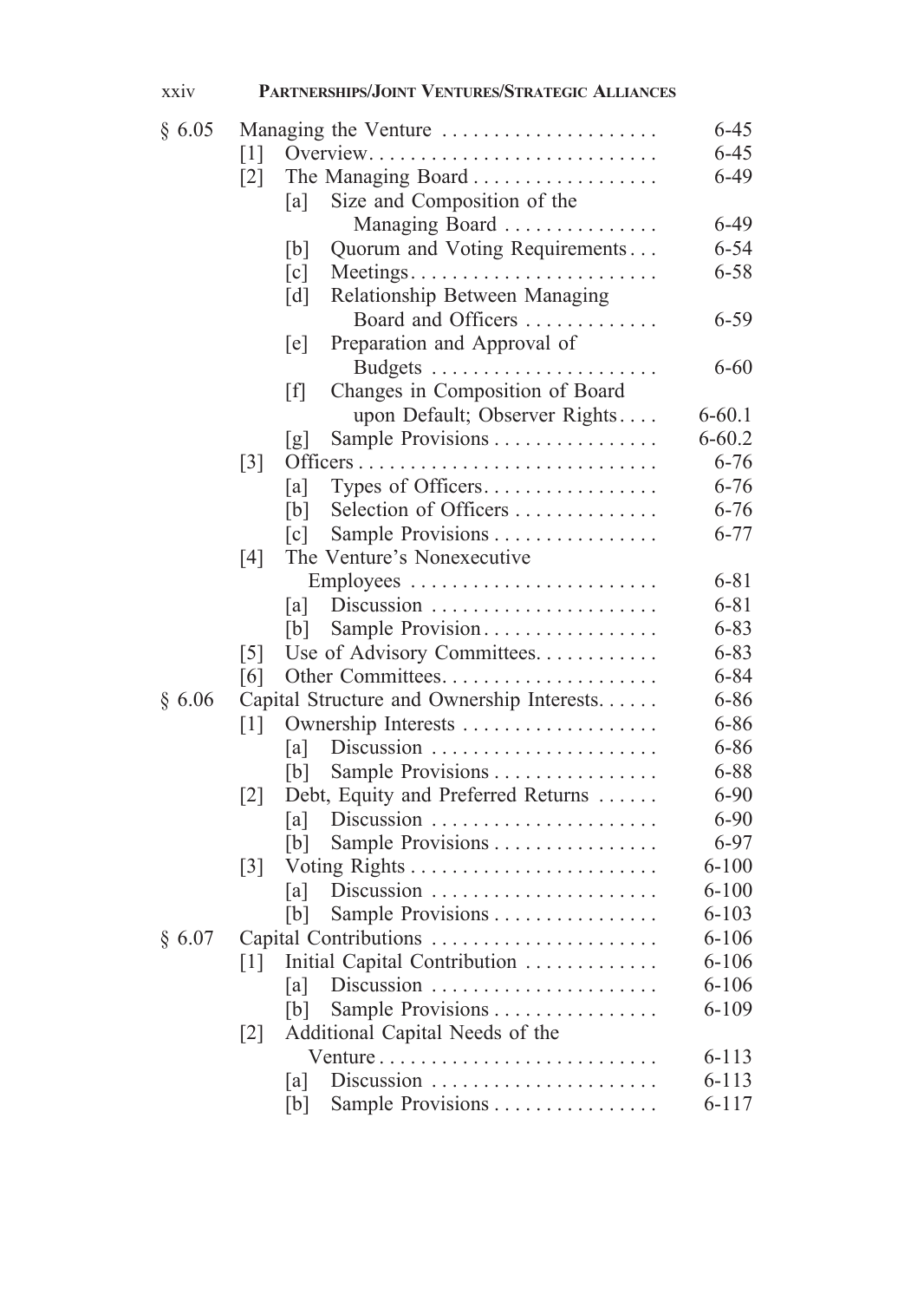| | | |
|---|---|---|
| § 6.05 | Managing the Venture | 6-45 |
| | [1] Overview | 6-45 |
| | [2] The Managing Board | 6-49 |
| | [a] Size and Composition of the Managing Board | 6-49 |
| | [b] Quorum and Voting Requirements | 6-54 |
| | [c] Meetings | 6-58 |
| | [d] Relationship Between Managing Board and Officers | 6-59 |
| | [e] Preparation and Approval of Budgets | 6-60 |
| | [f] Changes in Composition of Board upon Default; Observer Rights | 6-60.1 |
| | [g] Sample Provisions | 6-60.2 |
| | [3] Officers | 6-76 |
| | [a] Types of Officers | 6-76 |
| | [b] Selection of Officers | 6-76 |
| | [c] Sample Provisions | 6-77 |
| | [4] The Venture's Nonexecutive Employees | 6-81 |
| | [a] Discussion | 6-81 |
| | [b] Sample Provision | 6-83 |
| | [5] Use of Advisory Committees | 6-83 |
| | [6] Other Committees | 6-84 |
| § 6.06 | Capital Structure and Ownership Interests | 6-86 |
| | [1] Ownership Interests | 6-86 |
| | [a] Discussion | 6-86 |
| | [b] Sample Provisions | 6-88 |
| | [2] Debt, Equity and Preferred Returns | 6-90 |
| | [a] Discussion | 6-90 |
| | [b] Sample Provisions | 6-97 |
| | [3] Voting Rights | 6-100 |
| | [a] Discussion | 6-100 |
| | [b] Sample Provisions | 6-103 |
| § 6.07 | Capital Contributions | 6-106 |
| | [1] Initial Capital Contribution | 6-106 |
| | [a] Discussion | 6-106 |
| | [b] Sample Provisions | 6-109 |
| | [2] Additional Capital Needs of the Venture | 6-113 |
| | [a] Discussion | 6-113 |
| | [b] Sample Provisions | 6-117 |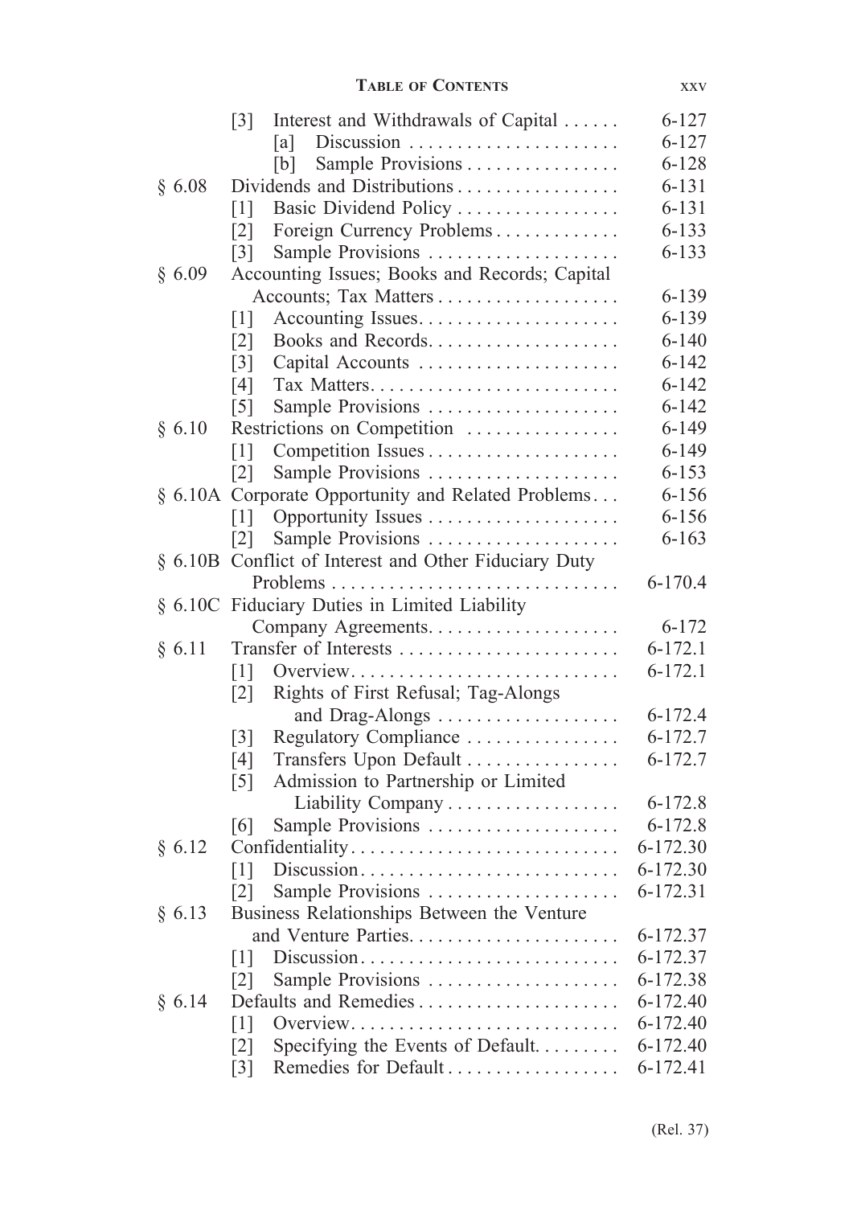| | | |
|---|---|---|
| | [3] Interest and Withdrawals of Capital | 6-127 |
| | [a] Discussion | 6-127 |
| | [b] Sample Provisions | 6-128 |
| § 6.08 | Dividends and Distributions | 6-131 |
| | [1] Basic Dividend Policy | 6-131 |
| | [2] Foreign Currency Problems | 6-133 |
| | [3] Sample Provisions | 6-133 |
| § 6.09 | Accounting Issues; Books and Records; Capital Accounts; Tax Matters | 6-139 |
| | [1] Accounting Issues | 6-139 |
| | [2] Books and Records | 6-140 |
| | [3] Capital Accounts | 6-142 |
| | [4] Tax Matters | 6-142 |
| | [5] Sample Provisions | 6-142 |
| § 6.10 | Restrictions on Competition | 6-149 |
| | [1] Competition Issues | 6-149 |
| | [2] Sample Provisions | 6-153 |
| § 6.10A | Corporate Opportunity and Related Problems | 6-156 |
| | [1] Opportunity Issues | 6-156 |
| | [2] Sample Provisions | 6-163 |
| § 6.10B | Conflict of Interest and Other Fiduciary Duty Problems | 6-170.4 |
| § 6.10C | Fiduciary Duties in Limited Liability Company Agreements | 6-172 |
| § 6.11 | Transfer of Interests | 6-172.1 |
| | [1] Overview | 6-172.1 |
| | [2] Rights of First Refusal; Tag-Alongs and Drag-Alongs | 6-172.4 |
| | [3] Regulatory Compliance | 6-172.7 |
| | [4] Transfers Upon Default | 6-172.7 |
| | [5] Admission to Partnership or Limited Liability Company | 6-172.8 |
| | [6] Sample Provisions | 6-172.8 |
| § 6.12 | Confidentiality | 6-172.30 |
| | [1] Discussion | 6-172.30 |
| | [2] Sample Provisions | 6-172.31 |
| § 6.13 | Business Relationships Between the Venture and Venture Parties | 6-172.37 |
| | [1] Discussion | 6-172.37 |
| | [2] Sample Provisions | 6-172.38 |
| § 6.14 | Defaults and Remedies | 6-172.40 |
| | [1] Overview | 6-172.40 |
| | [2] Specifying the Events of Default | 6-172.40 |
| | [3] Remedies for Default | 6-172.41 |

(Rel. 37)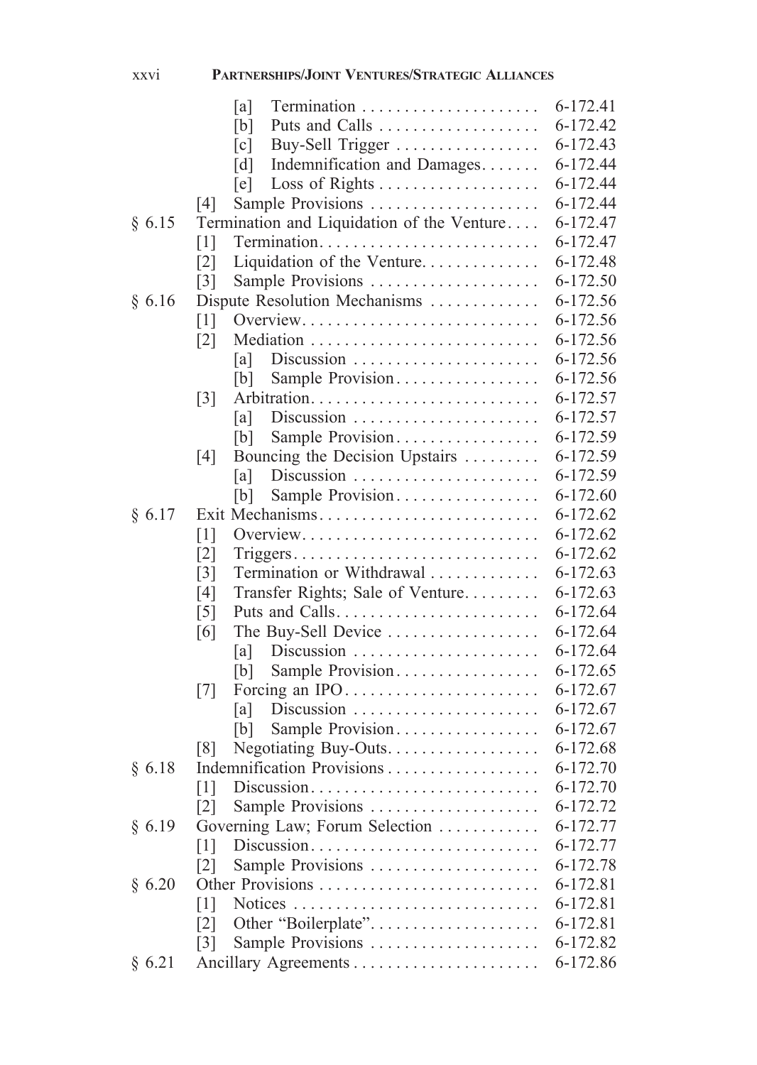| | | | |
|---|---|---|---|
| | | [a] Termination | 6-172.41 |
| | | [b] Puts and Calls | 6-172.42 |
| | | [c] Buy-Sell Trigger | 6-172.43 |
| | | [d] Indemnification and Damages | 6-172.44 |
| | | [e] Loss of Rights | 6-172.44 |
| | [4] | Sample Provisions | 6-172.44 |
| § 6.15 | | Termination and Liquidation of the Venture | 6-172.47 |
| | [1] | Termination | 6-172.47 |
| | [2] | Liquidation of the Venture | 6-172.48 |
| | [3] | Sample Provisions | 6-172.50 |
| § 6.16 | | Dispute Resolution Mechanisms | 6-172.56 |
| | [1] | Overview | 6-172.56 |
| | [2] | Mediation | 6-172.56 |
| | | [a] Discussion | 6-172.56 |
| | | [b] Sample Provision | 6-172.56 |
| | [3] | Arbitration | 6-172.57 |
| | | [a] Discussion | 6-172.57 |
| | | [b] Sample Provision | 6-172.59 |
| | [4] | Bouncing the Decision Upstairs | 6-172.59 |
| | | [a] Discussion | 6-172.59 |
| | | [b] Sample Provision | 6-172.60 |
| § 6.17 | | Exit Mechanisms | 6-172.62 |
| | [1] | Overview | 6-172.62 |
| | [2] | Triggers | 6-172.62 |
| | [3] | Termination or Withdrawal | 6-172.63 |
| | [4] | Transfer Rights; Sale of Venture | 6-172.63 |
| | [5] | Puts and Calls | 6-172.64 |
| | [6] | The Buy-Sell Device | 6-172.64 |
| | | [a] Discussion | 6-172.64 |
| | | [b] Sample Provision | 6-172.65 |
| | [7] | Forcing an IPO | 6-172.67 |
| | | [a] Discussion | 6-172.67 |
| | | [b] Sample Provision | 6-172.67 |
| | [8] | Negotiating Buy-Outs | 6-172.68 |
| § 6.18 | | Indemnification Provisions | 6-172.70 |
| | [1] | Discussion | 6-172.70 |
| | [2] | Sample Provisions | 6-172.72 |
| § 6.19 | | Governing Law; Forum Selection | 6-172.77 |
| | [1] | Discussion | 6-172.77 |
| | [2] | Sample Provisions | 6-172.78 |
| § 6.20 | | Other Provisions | 6-172.81 |
| | [1] | Notices | 6-172.81 |
| | [2] | Other "Boilerplate" | 6-172.81 |
| | [3] | Sample Provisions | 6-172.82 |
| § 6.21 | | Ancillary Agreements | 6-172.86 |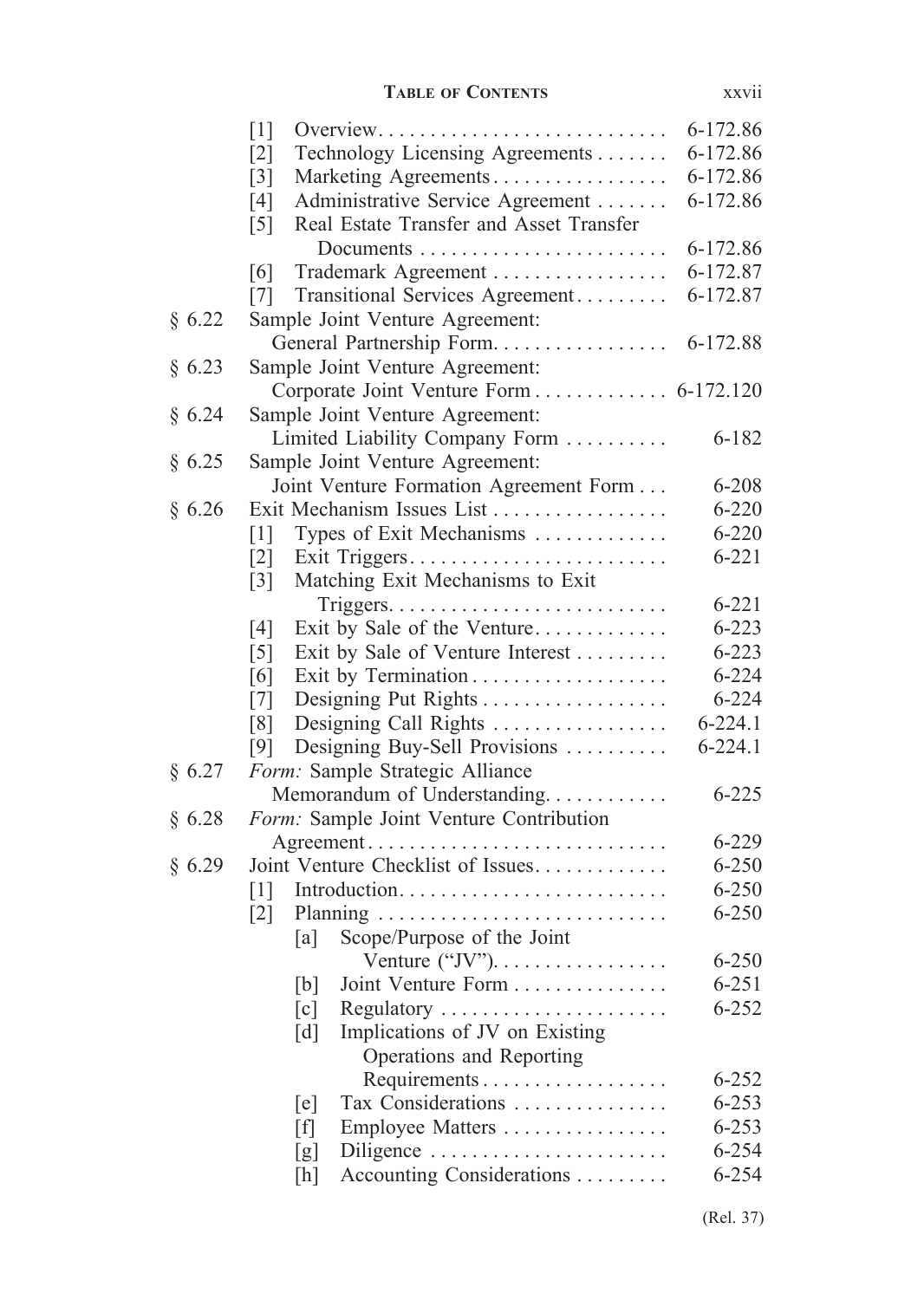| | | |
|---|---|---|
| | [1] Overview | 6-172.86 |
| | [2] Technology Licensing Agreements | 6-172.86 |
| | [3] Marketing Agreements | 6-172.86 |
| | [4] Administrative Service Agreement | 6-172.86 |
| | [5] Real Estate Transfer and Asset Transfer Documents | 6-172.86 |
| | [6] Trademark Agreement | 6-172.87 |
| | [7] Transitional Services Agreement | 6-172.87 |
| § 6.22 | Sample Joint Venture Agreement: General Partnership Form | 6-172.88 |
| § 6.23 | Sample Joint Venture Agreement: Corporate Joint Venture Form | 6-172.120 |
| § 6.24 | Sample Joint Venture Agreement: Limited Liability Company Form | 6-182 |
| § 6.25 | Sample Joint Venture Agreement: Joint Venture Formation Agreement Form | 6-208 |
| § 6.26 | Exit Mechanism Issues List | 6-220 |
| | [1] Types of Exit Mechanisms | 6-220 |
| | [2] Exit Triggers | 6-221 |
| | [3] Matching Exit Mechanisms to Exit Triggers | 6-221 |
| | [4] Exit by Sale of the Venture | 6-223 |
| | [5] Exit by Sale of Venture Interest | 6-223 |
| | [6] Exit by Termination | 6-224 |
| | [7] Designing Put Rights | 6-224 |
| | [8] Designing Call Rights | 6-224.1 |
| | [9] Designing Buy-Sell Provisions | 6-224.1 |
| § 6.27 | *Form:* Sample Strategic Alliance Memorandum of Understanding | 6-225 |
| § 6.28 | *Form:* Sample Joint Venture Contribution Agreement | 6-229 |
| § 6.29 | Joint Venture Checklist of Issues | 6-250 |
| | [1] Introduction | 6-250 |
| | [2] Planning | 6-250 |
| | [a] Scope/Purpose of the Joint Venture ("JV") | 6-250 |
| | [b] Joint Venture Form | 6-251 |
| | [c] Regulatory | 6-252 |
| | [d] Implications of JV on Existing Operations and Reporting Requirements | 6-252 |
| | [e] Tax Considerations | 6-253 |
| | [f] Employee Matters | 6-253 |
| | [g] Diligence | 6-254 |
| | [h] Accounting Considerations | 6-254 |

(Rel. 37)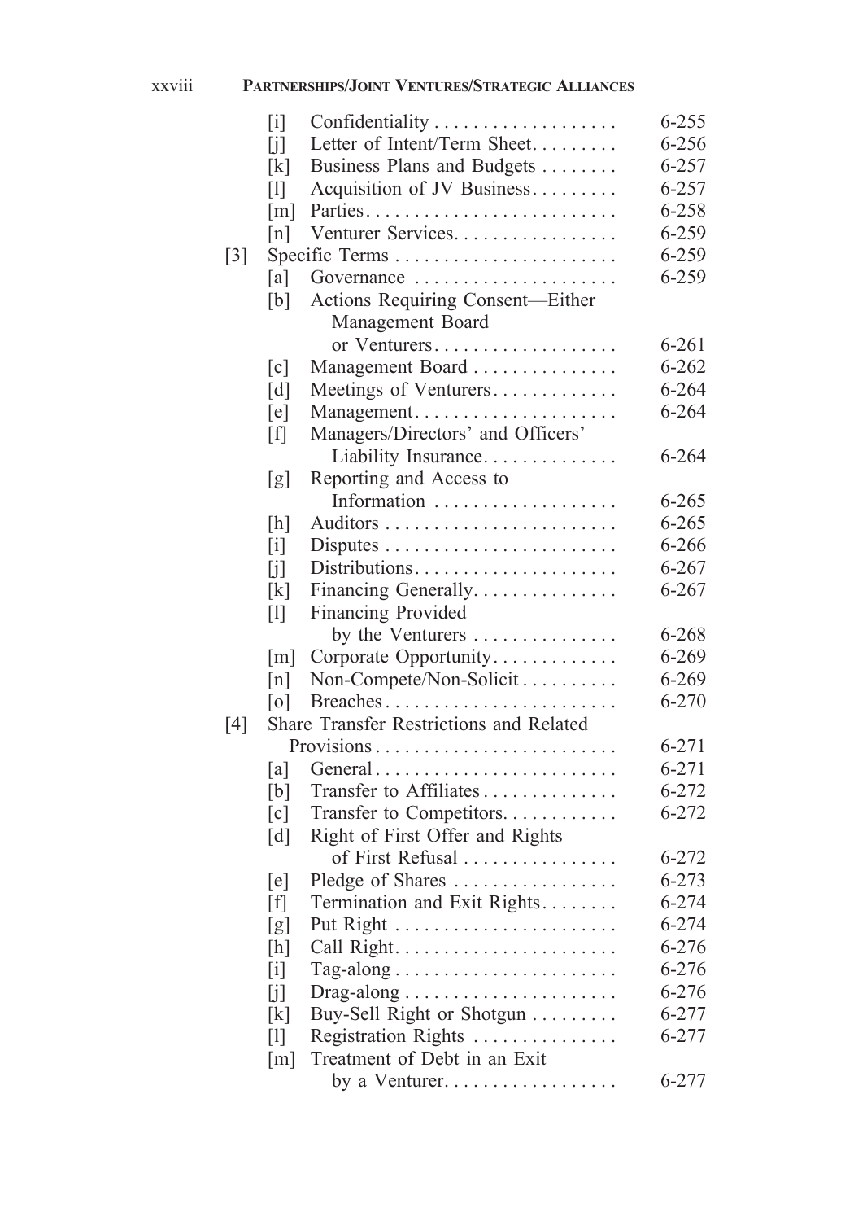- [i] Confidentiality . . . . . . . . . . . . . . . . . . . 6-255
- [j] Letter of Intent/Term Sheet. . . . . . . . . 6-256
- [k] Business Plans and Budgets . . . . . . . . 6-257
- [l] Acquisition of JV Business. . . . . . . . . 6-257
- [m] Parties. . . . . . . . . . . . . . . . . . . . . . . . . . 6-258
- [n] Venturer Services. . . . . . . . . . . . . . . . . 6-259

[3] Specific Terms . . . . . . . . . . . . . . . . . . . . . . . 6-259

- [a] Governance . . . . . . . . . . . . . . . . . . . . 6-259
- [b] Actions Requiring Consent—Either Management Board or Venturers. . . . . . . . . . . . . . . . . . . 6-261
- [c] Management Board . . . . . . . . . . . . . . . 6-262
- [d] Meetings of Venturers. . . . . . . . . . . . . 6-264
- [e] Management. . . . . . . . . . . . . . . . . . . . . 6-264
- [f] Managers/Directors' and Officers' Liability Insurance. . . . . . . . . . . . . . 6-264
- [g] Reporting and Access to Information . . . . . . . . . . . . . . . . . . . 6-265
- [h] Auditors . . . . . . . . . . . . . . . . . . . . . . . . 6-265
- [i] Disputes . . . . . . . . . . . . . . . . . . . . . . . . 6-266
- [j] Distributions. . . . . . . . . . . . . . . . . . . . . 6-267
- [k] Financing Generally. . . . . . . . . . . . . . . 6-267
- [l] Financing Provided by the Venturers . . . . . . . . . . . . . . . 6-268
- [m] Corporate Opportunity. . . . . . . . . . . . . 6-269
- [n] Non-Compete/Non-Solicit . . . . . . . . . . 6-269
- [o] Breaches . . . . . . . . . . . . . . . . . . . . . . . . 6-270

[4] Share Transfer Restrictions and Related Provisions . . . . . . . . . . . . . . . . . . . . . . . . . 6-271

- [a] General . . . . . . . . . . . . . . . . . . . . . . . . . 6-271
- [b] Transfer to Affiliates . . . . . . . . . . . . . . 6-272
- [c] Transfer to Competitors. . . . . . . . . . . . 6-272
- [d] Right of First Offer and Rights of First Refusal . . . . . . . . . . . . . . . . 6-272
- [e] Pledge of Shares . . . . . . . . . . . . . . . . . 6-273
- [f] Termination and Exit Rights. . . . . . . . 6-274
- [g] Put Right . . . . . . . . . . . . . . . . . . . . . . . 6-274
- [h] Call Right. . . . . . . . . . . . . . . . . . . . . . . 6-276
- [i] Tag-along . . . . . . . . . . . . . . . . . . . . . . . 6-276
- [j] Drag-along . . . . . . . . . . . . . . . . . . . . . . 6-276
- [k] Buy-Sell Right or Shotgun . . . . . . . . . 6-277
- [l] Registration Rights . . . . . . . . . . . . . . . 6-277
- [m] Treatment of Debt in an Exit by a Venturer. . . . . . . . . . . . . . . . . . 6-277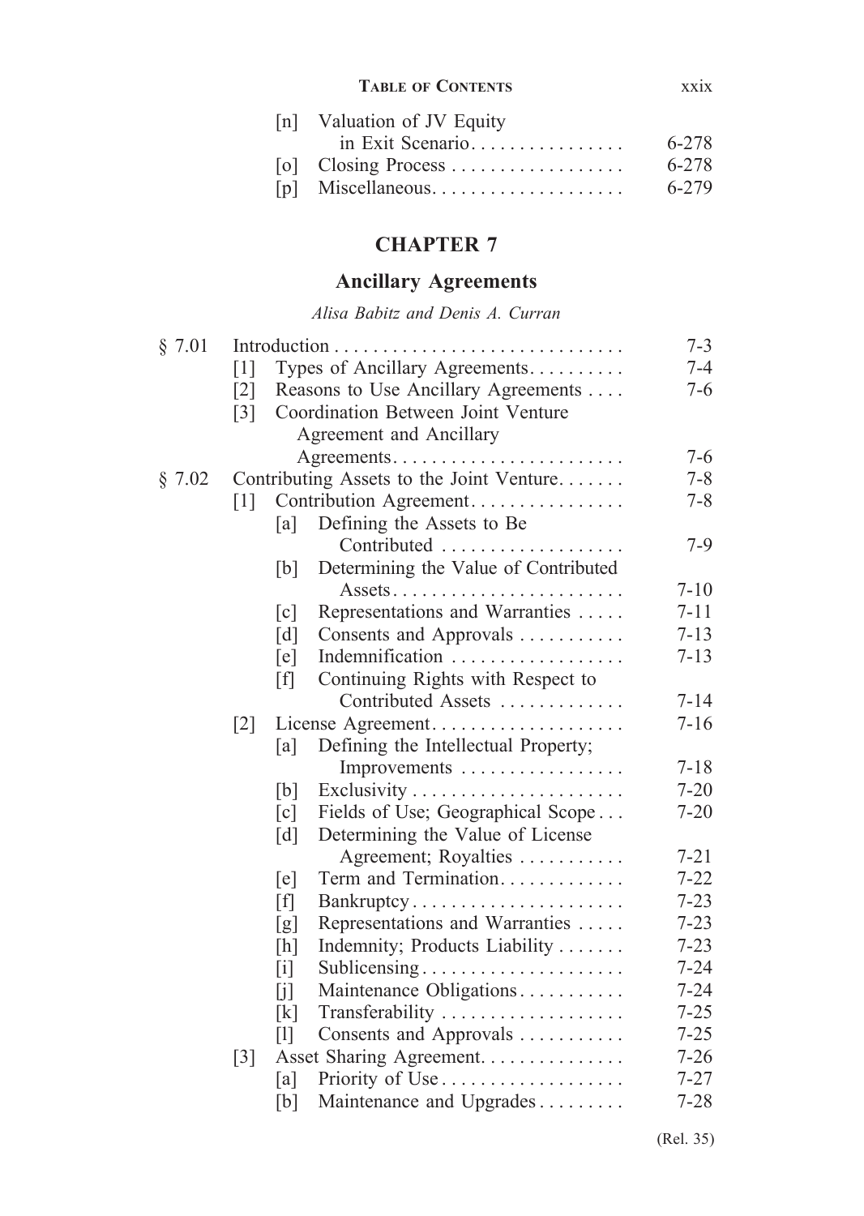| | | |
|---|---|---|
| [n] | Valuation of JV Equity in Exit Scenario | 6-278 |
| [o] | Closing Process | 6-278 |
| [p] | Miscellaneous | 6-279 |

# CHAPTER 7

## Ancillary Agreements

*Alisa Babitz and Denis A. Curran*

| | | | |
|---|---|---|---|
| § 7.01 | Introduction | | 7-3 |
| | [1] | Types of Ancillary Agreements | 7-4 |
| | [2] | Reasons to Use Ancillary Agreements | 7-6 |
| | [3] | Coordination Between Joint Venture Agreement and Ancillary Agreements | 7-6 |
| § 7.02 | Contributing Assets to the Joint Venture | | 7-8 |
| | [1] | Contribution Agreement | 7-8 |
| | | [a] Defining the Assets to Be Contributed | 7-9 |
| | | [b] Determining the Value of Contributed Assets | 7-10 |
| | | [c] Representations and Warranties | 7-11 |
| | | [d] Consents and Approvals | 7-13 |
| | | [e] Indemnification | 7-13 |
| | | [f] Continuing Rights with Respect to Contributed Assets | 7-14 |
| | [2] | License Agreement | 7-16 |
| | | [a] Defining the Intellectual Property; Improvements | 7-18 |
| | | [b] Exclusivity | 7-20 |
| | | [c] Fields of Use; Geographical Scope | 7-20 |
| | | [d] Determining the Value of License Agreement; Royalties | 7-21 |
| | | [e] Term and Termination | 7-22 |
| | | [f] Bankruptcy | 7-23 |
| | | [g] Representations and Warranties | 7-23 |
| | | [h] Indemnity; Products Liability | 7-23 |
| | | [i] Sublicensing | 7-24 |
| | | [j] Maintenance Obligations | 7-24 |
| | | [k] Transferability | 7-25 |
| | | [l] Consents and Approvals | 7-25 |
| | [3] | Asset Sharing Agreement | 7-26 |
| | | [a] Priority of Use | 7-27 |
| | | [b] Maintenance and Upgrades | 7-28 |

(Rel. 35)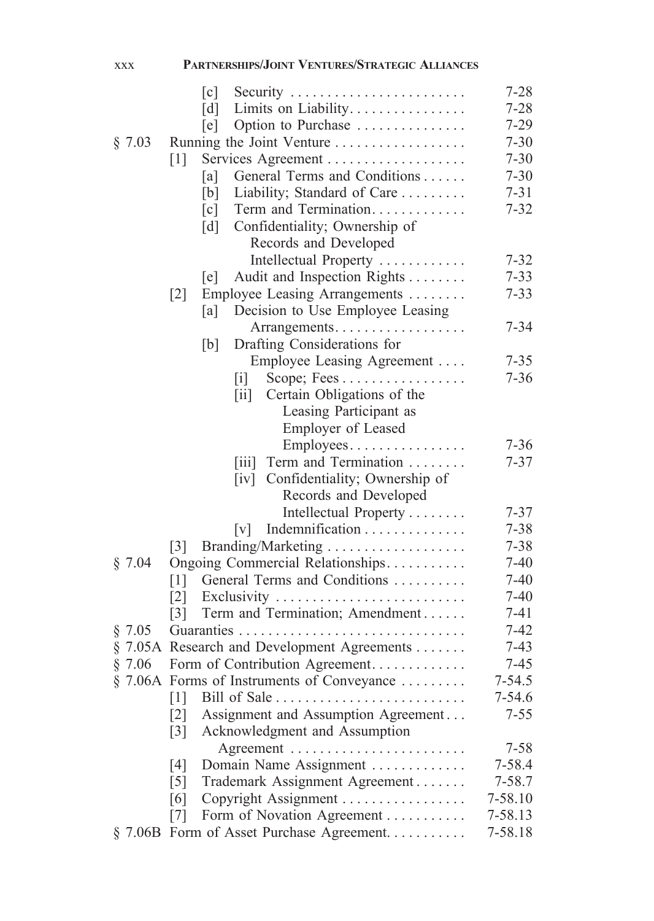| | | |
|---|---|---|
| | [c] Security | 7-28 |
| | [d] Limits on Liability | 7-28 |
| | [e] Option to Purchase | 7-29 |
| § 7.03 | Running the Joint Venture | 7-30 |
| | [1] Services Agreement | 7-30 |
| | [a] General Terms and Conditions | 7-30 |
| | [b] Liability; Standard of Care | 7-31 |
| | [c] Term and Termination | 7-32 |
| | [d] Confidentiality; Ownership of Records and Developed Intellectual Property | 7-32 |
| | [e] Audit and Inspection Rights | 7-33 |
| | [2] Employee Leasing Arrangements | 7-33 |
| | [a] Decision to Use Employee Leasing Arrangements | 7-34 |
| | [b] Drafting Considerations for Employee Leasing Agreement | 7-35 |
| | [i] Scope; Fees | 7-36 |
| | [ii] Certain Obligations of the Leasing Participant as Employer of Leased Employees | 7-36 |
| | [iii] Term and Termination | 7-37 |
| | [iv] Confidentiality; Ownership of Records and Developed Intellectual Property | 7-37 |
| | [v] Indemnification | 7-38 |
| | [3] Branding/Marketing | 7-38 |
| § 7.04 | Ongoing Commercial Relationships | 7-40 |
| | [1] General Terms and Conditions | 7-40 |
| | [2] Exclusivity | 7-40 |
| | [3] Term and Termination; Amendment | 7-41 |
| § 7.05 | Guaranties | 7-42 |
| § 7.05A | Research and Development Agreements | 7-43 |
| § 7.06 | Form of Contribution Agreement | 7-45 |
| § 7.06A | Forms of Instruments of Conveyance | 7-54.5 |
| | [1] Bill of Sale | 7-54.6 |
| | [2] Assignment and Assumption Agreement | 7-55 |
| | [3] Acknowledgment and Assumption Agreement | 7-58 |
| | [4] Domain Name Assignment | 7-58.4 |
| | [5] Trademark Assignment Agreement | 7-58.7 |
| | [6] Copyright Assignment | 7-58.10 |
| | [7] Form of Novation Agreement | 7-58.13 |
| § 7.06B | Form of Asset Purchase Agreement | 7-58.18 |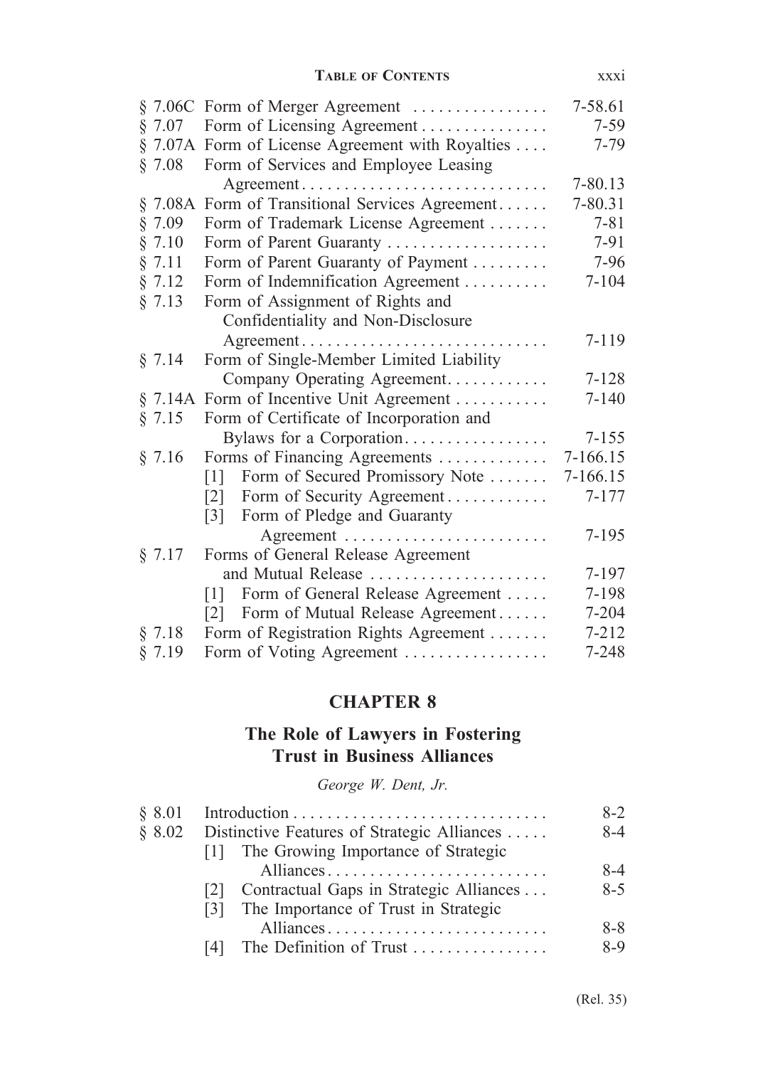| | | |
|---|---|---|
| § 7.06C | Form of Merger Agreement | 7-58.61 |
| § 7.07 | Form of Licensing Agreement | 7-59 |
| § 7.07A | Form of License Agreement with Royalties | 7-79 |
| § 7.08 | Form of Services and Employee Leasing Agreement | 7-80.13 |
| § 7.08A | Form of Transitional Services Agreement | 7-80.31 |
| § 7.09 | Form of Trademark License Agreement | 7-81 |
| § 7.10 | Form of Parent Guaranty | 7-91 |
| § 7.11 | Form of Parent Guaranty of Payment | 7-96 |
| § 7.12 | Form of Indemnification Agreement | 7-104 |
| § 7.13 | Form of Assignment of Rights and Confidentiality and Non-Disclosure Agreement | 7-119 |
| § 7.14 | Form of Single-Member Limited Liability Company Operating Agreement | 7-128 |
| § 7.14A | Form of Incentive Unit Agreement | 7-140 |
| § 7.15 | Form of Certificate of Incorporation and Bylaws for a Corporation | 7-155 |
| § 7.16 | Forms of Financing Agreements | 7-166.15 |
| | [1] Form of Secured Promissory Note | 7-166.15 |
| | [2] Form of Security Agreement | 7-177 |
| | [3] Form of Pledge and Guaranty Agreement | 7-195 |
| § 7.17 | Forms of General Release Agreement and Mutual Release | 7-197 |
| | [1] Form of General Release Agreement | 7-198 |
| | [2] Form of Mutual Release Agreement | 7-204 |
| § 7.18 | Form of Registration Rights Agreement | 7-212 |
| § 7.19 | Form of Voting Agreement | 7-248 |

# CHAPTER 8

## The Role of Lawyers in Fostering Trust in Business Alliances

*George W. Dent, Jr.*

| | | |
|---|---|---|
| § 8.01 | Introduction | 8-2 |
| § 8.02 | Distinctive Features of Strategic Alliances | 8-4 |
| | [1] The Growing Importance of Strategic Alliances | 8-4 |
| | [2] Contractual Gaps in Strategic Alliances | 8-5 |
| | [3] The Importance of Trust in Strategic Alliances | 8-8 |
| | [4] The Definition of Trust | 8-9 |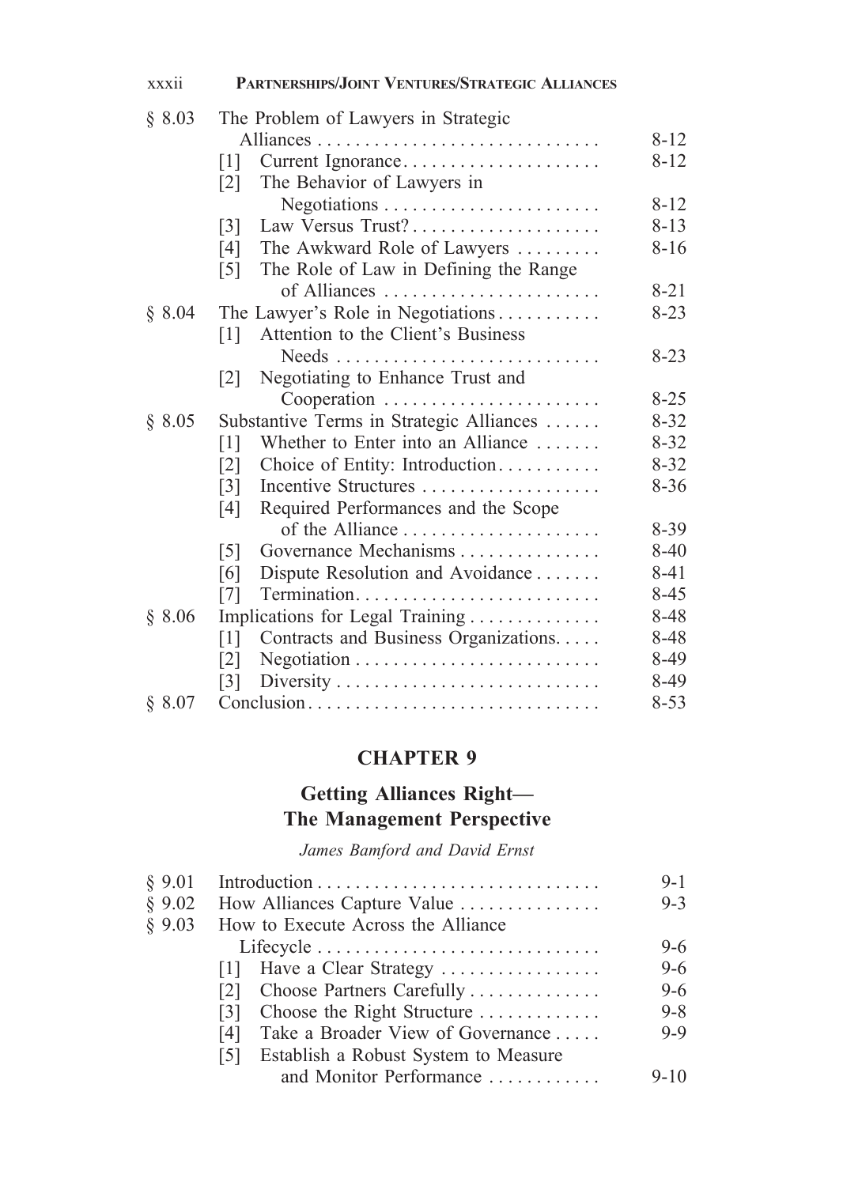| | | |
|---|---|---|
| § 8.03 | The Problem of Lawyers in Strategic Alliances | 8-12 |
| | [1] Current Ignorance | 8-12 |
| | [2] The Behavior of Lawyers in Negotiations | 8-12 |
| | [3] Law Versus Trust? | 8-13 |
| | [4] The Awkward Role of Lawyers | 8-16 |
| | [5] The Role of Law in Defining the Range of Alliances | 8-21 |
| § 8.04 | The Lawyer's Role in Negotiations | 8-23 |
| | [1] Attention to the Client's Business Needs | 8-23 |
| | [2] Negotiating to Enhance Trust and Cooperation | 8-25 |
| § 8.05 | Substantive Terms in Strategic Alliances | 8-32 |
| | [1] Whether to Enter into an Alliance | 8-32 |
| | [2] Choice of Entity: Introduction | 8-32 |
| | [3] Incentive Structures | 8-36 |
| | [4] Required Performances and the Scope of the Alliance | 8-39 |
| | [5] Governance Mechanisms | 8-40 |
| | [6] Dispute Resolution and Avoidance | 8-41 |
| | [7] Termination | 8-45 |
| § 8.06 | Implications for Legal Training | 8-48 |
| | [1] Contracts and Business Organizations | 8-48 |
| | [2] Negotiation | 8-49 |
| | [3] Diversity | 8-49 |
| § 8.07 | Conclusion | 8-53 |

## CHAPTER 9

## Getting Alliances Right— The Management Perspective

*James Bamford and David Ernst*

| | | |
|---|---|---|
| § 9.01 | Introduction | 9-1 |
| § 9.02 | How Alliances Capture Value | 9-3 |
| § 9.03 | How to Execute Across the Alliance Lifecycle | 9-6 |
| | [1] Have a Clear Strategy | 9-6 |
| | [2] Choose Partners Carefully | 9-6 |
| | [3] Choose the Right Structure | 9-8 |
| | [4] Take a Broader View of Governance | 9-9 |
| | [5] Establish a Robust System to Measure and Monitor Performance | 9-10 |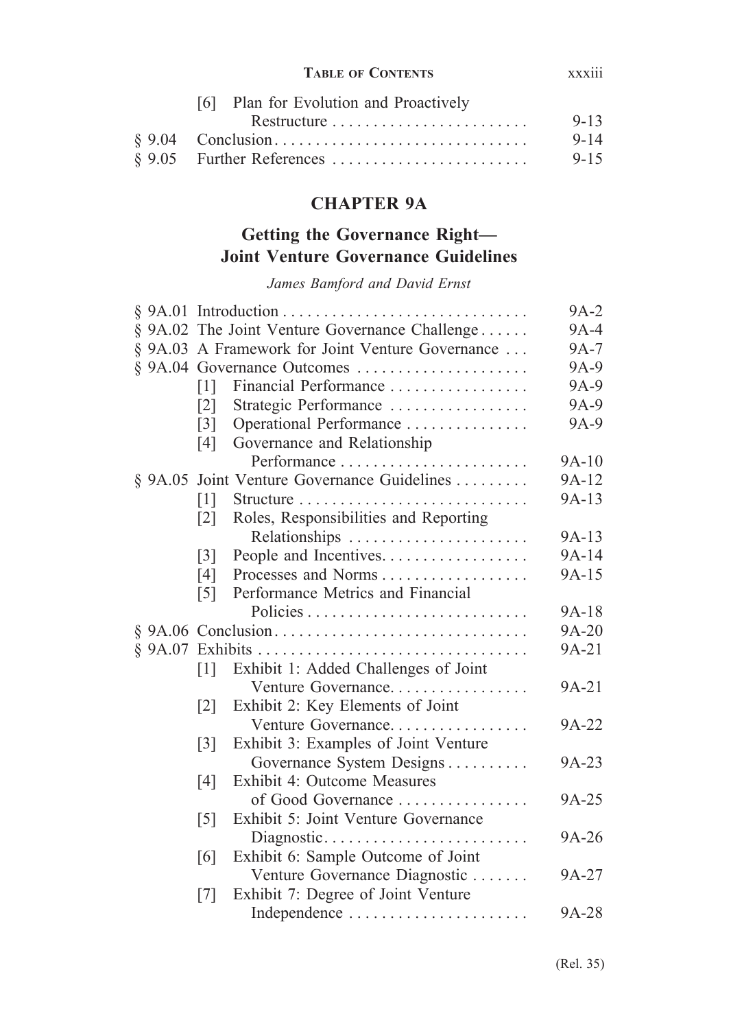| | | |
|---|---|---|
| | [6] Plan for Evolution and Proactively Restructure | 9-13 |
| § 9.04 | Conclusion | 9-14 |
| § 9.05 | Further References | 9-15 |

## CHAPTER 9A

## Getting the Governance Right— Joint Venture Governance Guidelines

*James Bamford and David Ernst*

| | | |
|---|---|---|
| § 9A.01 | Introduction | 9A-2 |
| § 9A.02 | The Joint Venture Governance Challenge | 9A-4 |
| § 9A.03 | A Framework for Joint Venture Governance | 9A-7 |
| § 9A.04 | Governance Outcomes | 9A-9 |
| | [1] Financial Performance | 9A-9 |
| | [2] Strategic Performance | 9A-9 |
| | [3] Operational Performance | 9A-9 |
| | [4] Governance and Relationship Performance | 9A-10 |
| § 9A.05 | Joint Venture Governance Guidelines | 9A-12 |
| | [1] Structure | 9A-13 |
| | [2] Roles, Responsibilities and Reporting Relationships | 9A-13 |
| | [3] People and Incentives | 9A-14 |
| | [4] Processes and Norms | 9A-15 |
| | [5] Performance Metrics and Financial Policies | 9A-18 |
| § 9A.06 | Conclusion | 9A-20 |
| § 9A.07 | Exhibits | 9A-21 |
| | [1] Exhibit 1: Added Challenges of Joint Venture Governance | 9A-21 |
| | [2] Exhibit 2: Key Elements of Joint Venture Governance | 9A-22 |
| | [3] Exhibit 3: Examples of Joint Venture Governance System Designs | 9A-23 |
| | [4] Exhibit 4: Outcome Measures of Good Governance | 9A-25 |
| | [5] Exhibit 5: Joint Venture Governance Diagnostic | 9A-26 |
| | [6] Exhibit 6: Sample Outcome of Joint Venture Governance Diagnostic | 9A-27 |
| | [7] Exhibit 7: Degree of Joint Venture Independence | 9A-28 |

(Rel. 35)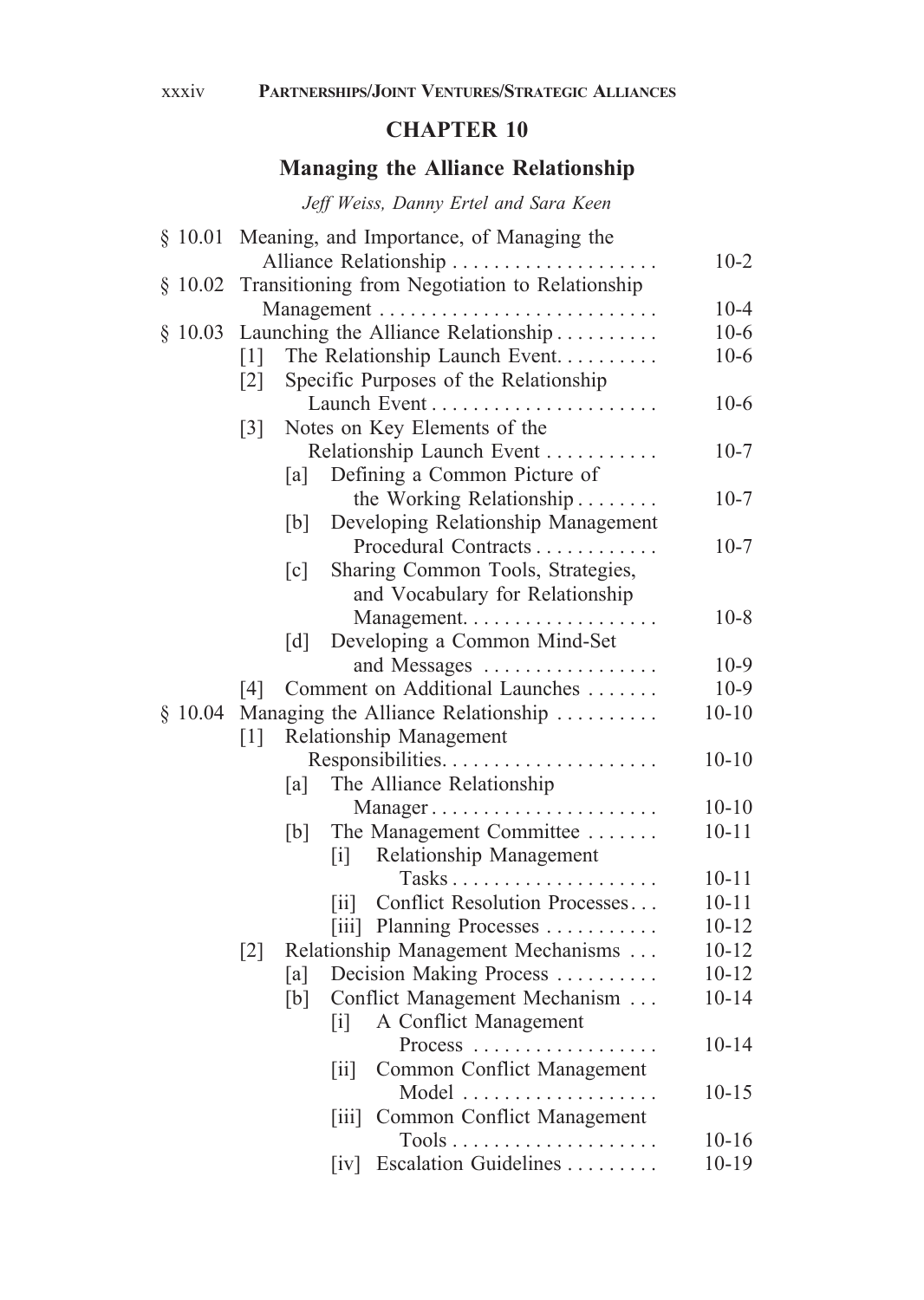## CHAPTER 10

## Managing the Alliance Relationship

*Jeff Weiss, Danny Ertel and Sara Keen*

§ 10.01 Meaning, and Importance, of Managing the Alliance Relationship . . . . . . . . . . . . . . . . . . . . 10-2

§ 10.02 Transitioning from Negotiation to Relationship Management . . . . . . . . . . . . . . . . . . . . . . . . . . . 10-4

§ 10.03 Launching the Alliance Relationship . . . . . . . . . . 10-6

- [1] The Relationship Launch Event. . . . . . . . . . 10-6
- [2] Specific Purposes of the Relationship Launch Event . . . . . . . . . . . . . . . . . . . . . . 10-6
- [3] Notes on Key Elements of the Relationship Launch Event . . . . . . . . . . . 10-7
  - [a] Defining a Common Picture of the Working Relationship . . . . . . . . 10-7
  - [b] Developing Relationship Management Procedural Contracts . . . . . . . . . . . . 10-7
  - [c] Sharing Common Tools, Strategies, and Vocabulary for Relationship Management. . . . . . . . . . . . . . . . . . . 10-8
  - [d] Developing a Common Mind-Set and Messages . . . . . . . . . . . . . . . . . 10-9
- [4] Comment on Additional Launches . . . . . . . 10-9

§ 10.04 Managing the Alliance Relationship . . . . . . . . . . 10-10

- [1] Relationship Management Responsibilities. . . . . . . . . . . . . . . . . . . . . 10-10
  - [a] The Alliance Relationship Manager . . . . . . . . . . . . . . . . . . . . . . 10-10
  - [b] The Management Committee . . . . . . . 10-11
    - [i] Relationship Management Tasks . . . . . . . . . . . . . . . . . . . . 10-11
    - [ii] Conflict Resolution Processes. . . 10-11
    - [iii] Planning Processes . . . . . . . . . . . 10-12
- [2] Relationship Management Mechanisms . . . 10-12
  - [a] Decision Making Process . . . . . . . . . . 10-12
  - [b] Conflict Management Mechanism . . . 10-14
    - [i] A Conflict Management Process . . . . . . . . . . . . . . . . . . 10-14
    - [ii] Common Conflict Management Model . . . . . . . . . . . . . . . . . . . 10-15
    - [iii] Common Conflict Management Tools . . . . . . . . . . . . . . . . . . . . 10-16
    - [iv] Escalation Guidelines . . . . . . . . . 10-19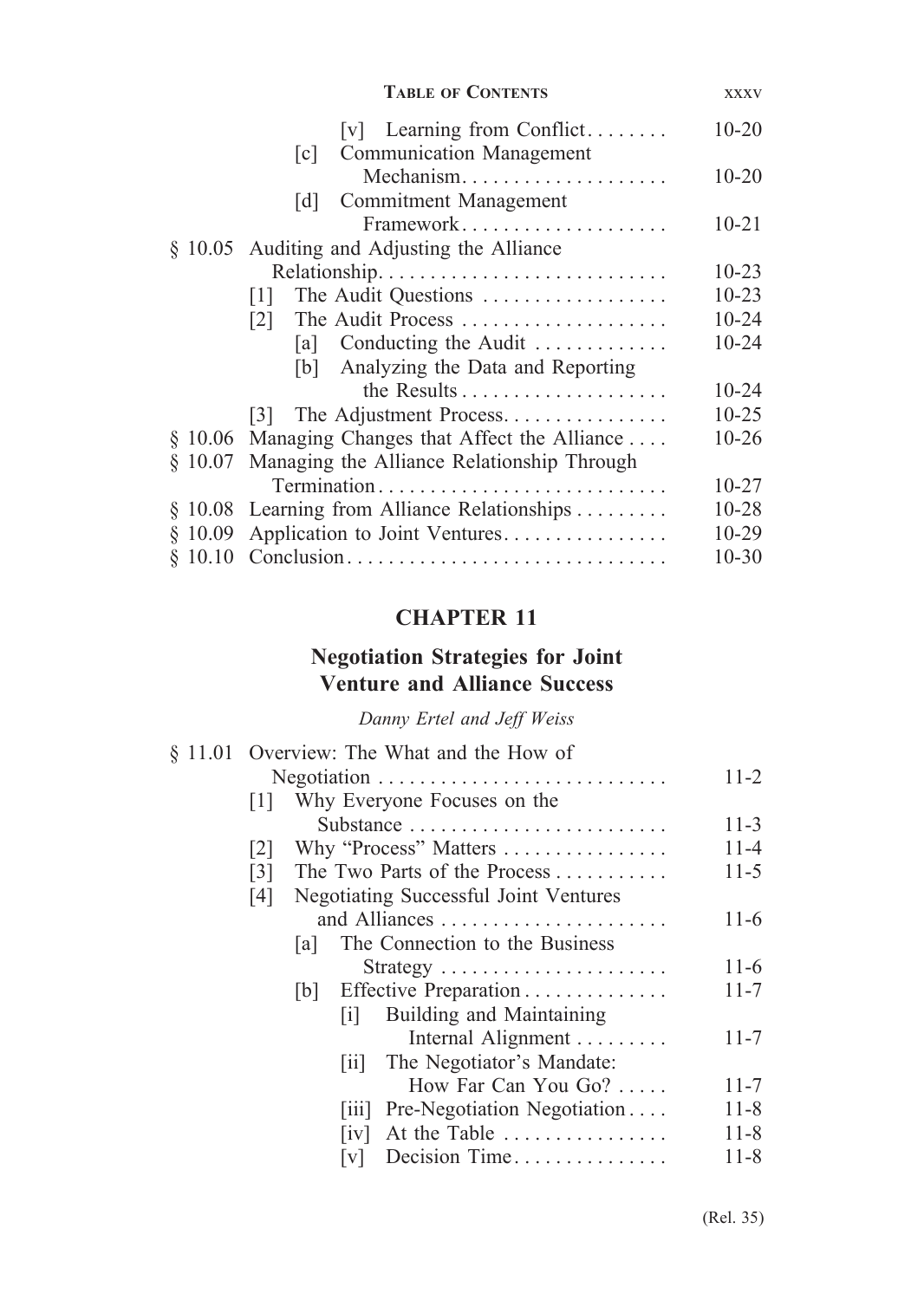[v] Learning from Conflict........ 10-20

[c] Communication Management Mechanism.................... 10-20

[d] Commitment Management Framework.................... 10-21

§ 10.05 Auditing and Adjusting the Alliance Relationship............................ 10-23

[1] The Audit Questions .................. 10-23

[2] The Audit Process .................... 10-24

[a] Conducting the Audit ............. 10-24

[b] Analyzing the Data and Reporting the Results.................... 10-24

[3] The Adjustment Process................ 10-25

§ 10.06 Managing Changes that Affect the Alliance .... 10-26

§ 10.07 Managing the Alliance Relationship Through Termination............................ 10-27

§ 10.08 Learning from Alliance Relationships......... 10-28

§ 10.09 Application to Joint Ventures................ 10-29

§ 10.10 Conclusion............................... 10-30

# CHAPTER 11

## Negotiation Strategies for Joint Venture and Alliance Success

*Danny Ertel and Jeff Weiss*

§ 11.01 Overview: The What and the How of Negotiation ............................ 11-2

[1] Why Everyone Focuses on the Substance ......................... 11-3

[2] Why "Process" Matters ................ 11-4

[3] The Two Parts of the Process........... 11-5

[4] Negotiating Successful Joint Ventures and Alliances ...................... 11-6

[a] The Connection to the Business Strategy ...................... 11-6

[b] Effective Preparation.............. 11-7

[i] Building and Maintaining Internal Alignment ......... 11-7

[ii] The Negotiator's Mandate: How Far Can You Go? ..... 11-7

[iii] Pre-Negotiation Negotiation.... 11-8

[iv] At the Table ................ 11-8

[v] Decision Time............... 11-8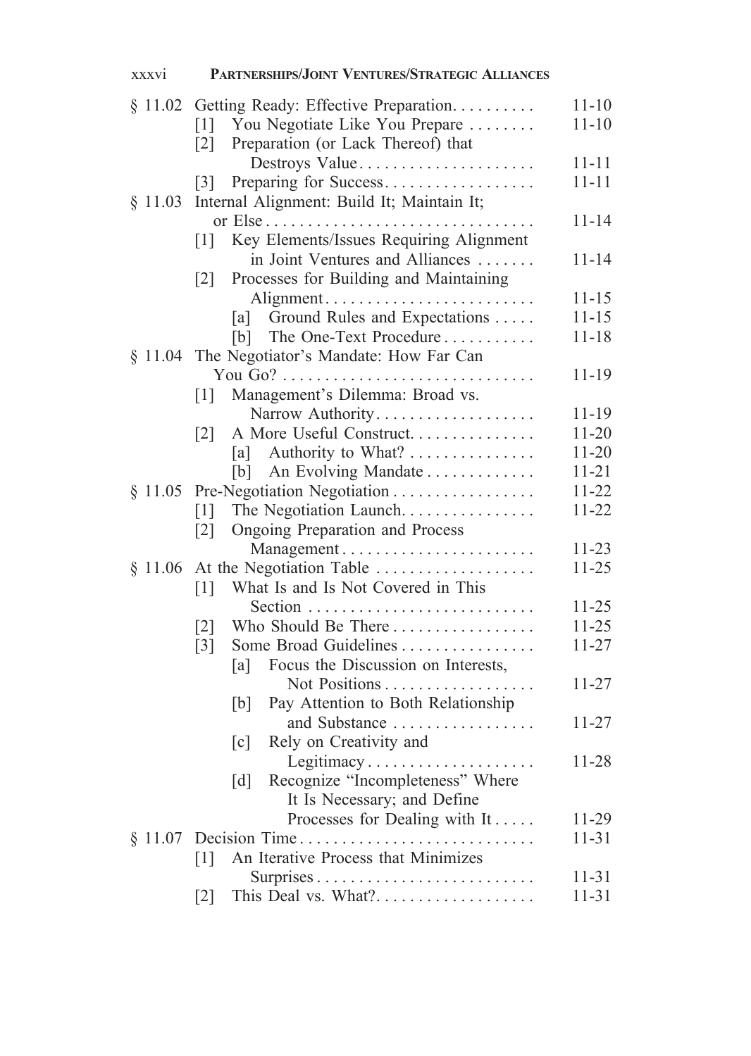| | | |
|---|---|---|
| § 11.02 | Getting Ready: Effective Preparation | 11-10 |
| | [1] You Negotiate Like You Prepare | 11-10 |
| | [2] Preparation (or Lack Thereof) that Destroys Value | 11-11 |
| | [3] Preparing for Success | 11-11 |
| § 11.03 | Internal Alignment: Build It; Maintain It; or Else | 11-14 |
| | [1] Key Elements/Issues Requiring Alignment in Joint Ventures and Alliances | 11-14 |
| | [2] Processes for Building and Maintaining Alignment | 11-15 |
| | [a] Ground Rules and Expectations | 11-15 |
| | [b] The One-Text Procedure | 11-18 |
| § 11.04 | The Negotiator's Mandate: How Far Can You Go? | 11-19 |
| | [1] Management's Dilemma: Broad vs. Narrow Authority | 11-19 |
| | [2] A More Useful Construct | 11-20 |
| | [a] Authority to What? | 11-20 |
| | [b] An Evolving Mandate | 11-21 |
| § 11.05 | Pre-Negotiation Negotiation | 11-22 |
| | [1] The Negotiation Launch | 11-22 |
| | [2] Ongoing Preparation and Process Management | 11-23 |
| § 11.06 | At the Negotiation Table | 11-25 |
| | [1] What Is and Is Not Covered in This Section | 11-25 |
| | [2] Who Should Be There | 11-25 |
| | [3] Some Broad Guidelines | 11-27 |
| | [a] Focus the Discussion on Interests, Not Positions | 11-27 |
| | [b] Pay Attention to Both Relationship and Substance | 11-27 |
| | [c] Rely on Creativity and Legitimacy | 11-28 |
| | [d] Recognize "Incompleteness" Where It Is Necessary; and Define Processes for Dealing with It | 11-29 |
| § 11.07 | Decision Time | 11-31 |
| | [1] An Iterative Process that Minimizes Surprises | 11-31 |
| | [2] This Deal vs. What? | 11-31 |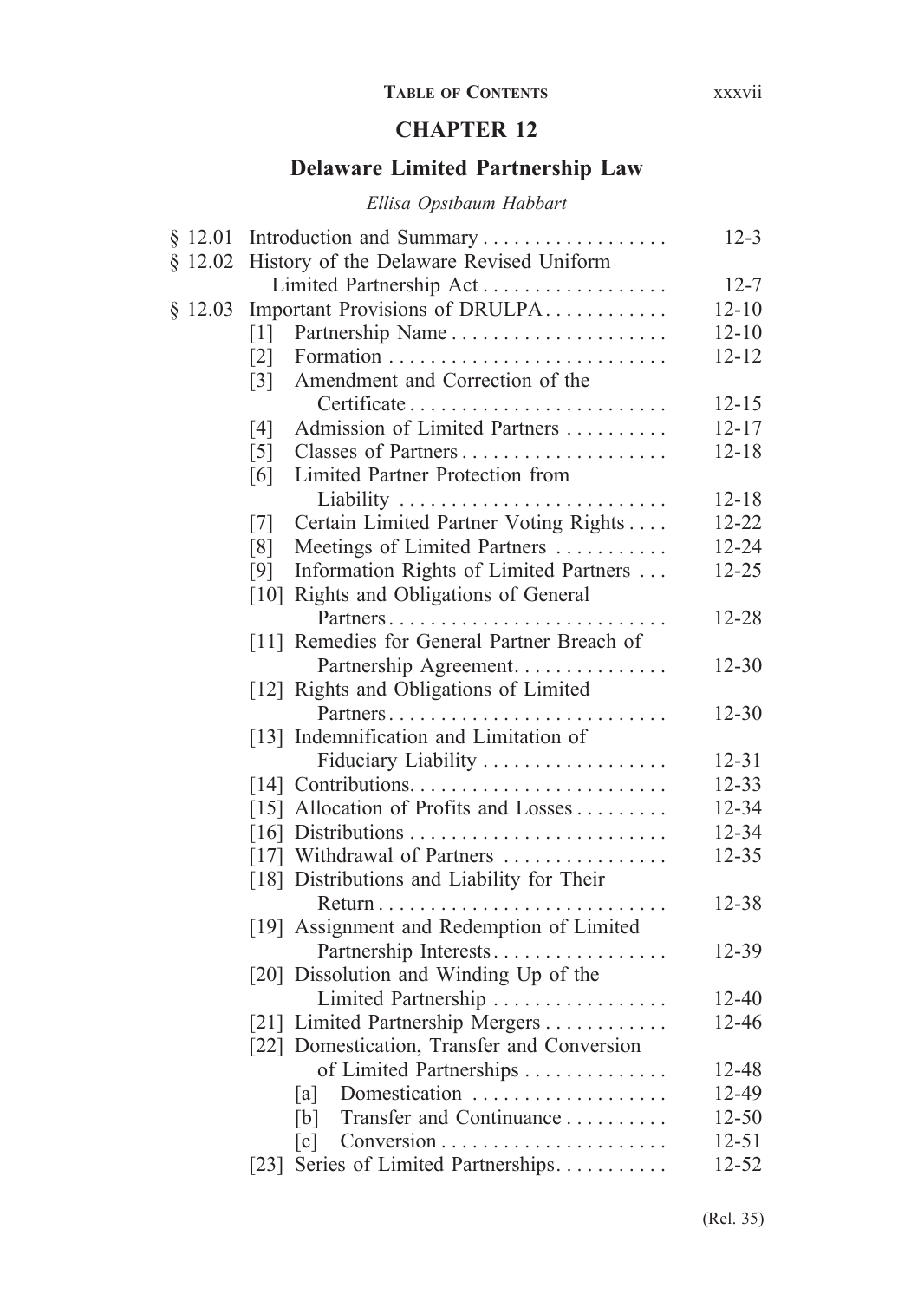## CHAPTER 12

## Delaware Limited Partnership Law

*Ellisa Opstbaum Habbart*

| | | |
|---|---|---|
| § 12.01 | Introduction and Summary | 12-3 |
| § 12.02 | History of the Delaware Revised Uniform Limited Partnership Act | 12-7 |
| § 12.03 | Important Provisions of DRULPA | 12-10 |
| | [1] Partnership Name | 12-10 |
| | [2] Formation | 12-12 |
| | [3] Amendment and Correction of the Certificate | 12-15 |
| | [4] Admission of Limited Partners | 12-17 |
| | [5] Classes of Partners | 12-18 |
| | [6] Limited Partner Protection from Liability | 12-18 |
| | [7] Certain Limited Partner Voting Rights | 12-22 |
| | [8] Meetings of Limited Partners | 12-24 |
| | [9] Information Rights of Limited Partners | 12-25 |
| | [10] Rights and Obligations of General Partners | 12-28 |
| | [11] Remedies for General Partner Breach of Partnership Agreement | 12-30 |
| | [12] Rights and Obligations of Limited Partners | 12-30 |
| | [13] Indemnification and Limitation of Fiduciary Liability | 12-31 |
| | [14] Contributions | 12-33 |
| | [15] Allocation of Profits and Losses | 12-34 |
| | [16] Distributions | 12-34 |
| | [17] Withdrawal of Partners | 12-35 |
| | [18] Distributions and Liability for Their Return | 12-38 |
| | [19] Assignment and Redemption of Limited Partnership Interests | 12-39 |
| | [20] Dissolution and Winding Up of the Limited Partnership | 12-40 |
| | [21] Limited Partnership Mergers | 12-46 |
| | [22] Domestication, Transfer and Conversion of Limited Partnerships | 12-48 |
| | [a] Domestication | 12-49 |
| | [b] Transfer and Continuance | 12-50 |
| | [c] Conversion | 12-51 |
| | [23] Series of Limited Partnerships | 12-52 |

(Rel. 35)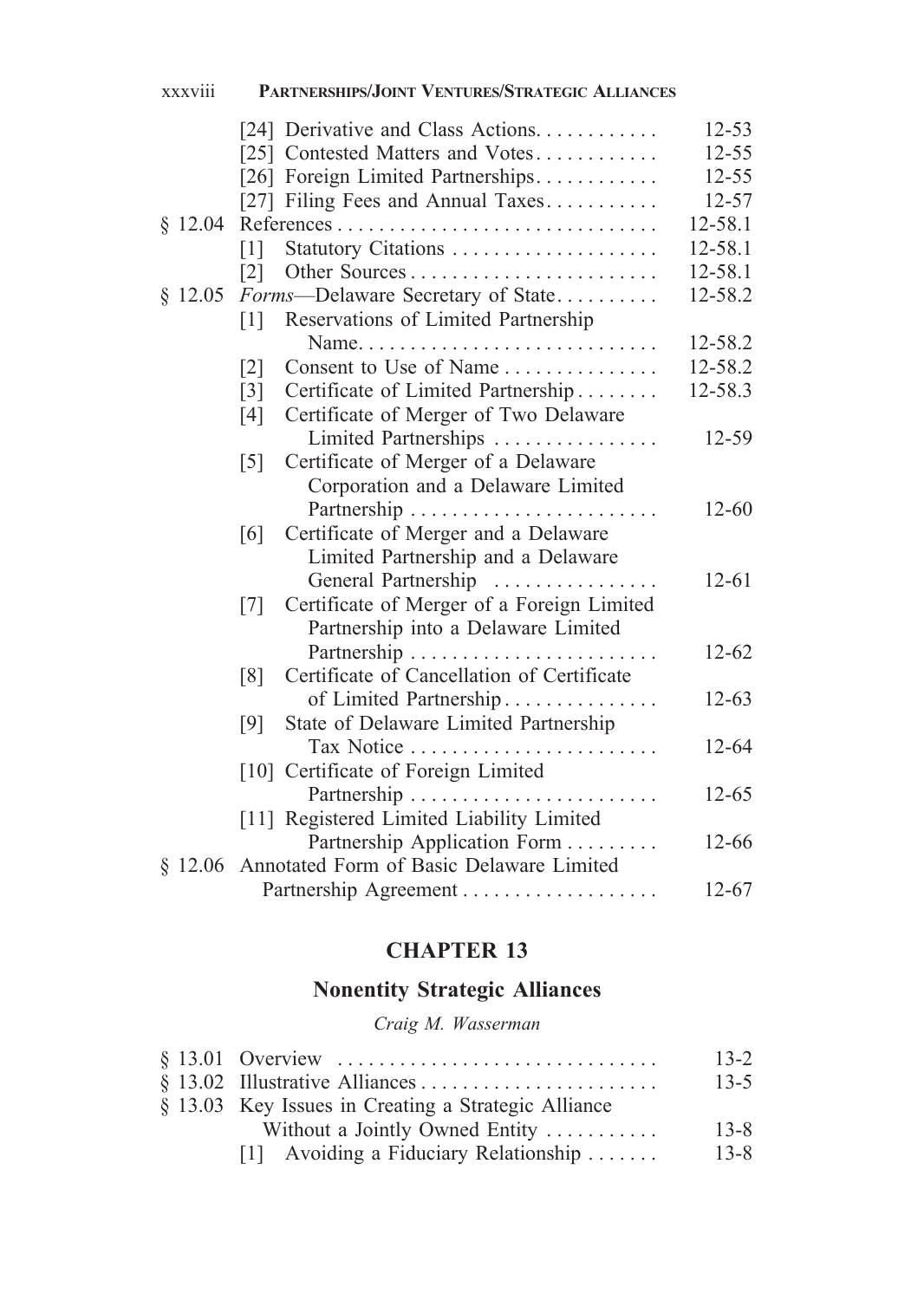| | | |
|---|---|---|
| | [24] Derivative and Class Actions | 12-53 |
| | [25] Contested Matters and Votes | 12-55 |
| | [26] Foreign Limited Partnerships | 12-55 |
| | [27] Filing Fees and Annual Taxes | 12-57 |
| § 12.04 | References | 12-58.1 |
| | [1] Statutory Citations | 12-58.1 |
| | [2] Other Sources | 12-58.1 |
| § 12.05 | *Forms*—Delaware Secretary of State | 12-58.2 |
| | [1] Reservations of Limited Partnership Name | 12-58.2 |
| | [2] Consent to Use of Name | 12-58.2 |
| | [3] Certificate of Limited Partnership | 12-58.3 |
| | [4] Certificate of Merger of Two Delaware Limited Partnerships | 12-59 |
| | [5] Certificate of Merger of a Delaware Corporation and a Delaware Limited Partnership | 12-60 |
| | [6] Certificate of Merger and a Delaware Limited Partnership and a Delaware General Partnership | 12-61 |
| | [7] Certificate of Merger of a Foreign Limited Partnership into a Delaware Limited Partnership | 12-62 |
| | [8] Certificate of Cancellation of Certificate of Limited Partnership | 12-63 |
| | [9] State of Delaware Limited Partnership Tax Notice | 12-64 |
| | [10] Certificate of Foreign Limited Partnership | 12-65 |
| | [11] Registered Limited Liability Limited Partnership Application Form | 12-66 |
| § 12.06 | Annotated Form of Basic Delaware Limited Partnership Agreement | 12-67 |

## CHAPTER 13

## Nonentity Strategic Alliances

*Craig M. Wasserman*

| | | |
|---|---|---|
| § 13.01 | Overview | 13-2 |
| § 13.02 | Illustrative Alliances | 13-5 |
| § 13.03 | Key Issues in Creating a Strategic Alliance Without a Jointly Owned Entity | 13-8 |
| | [1] Avoiding a Fiduciary Relationship | 13-8 |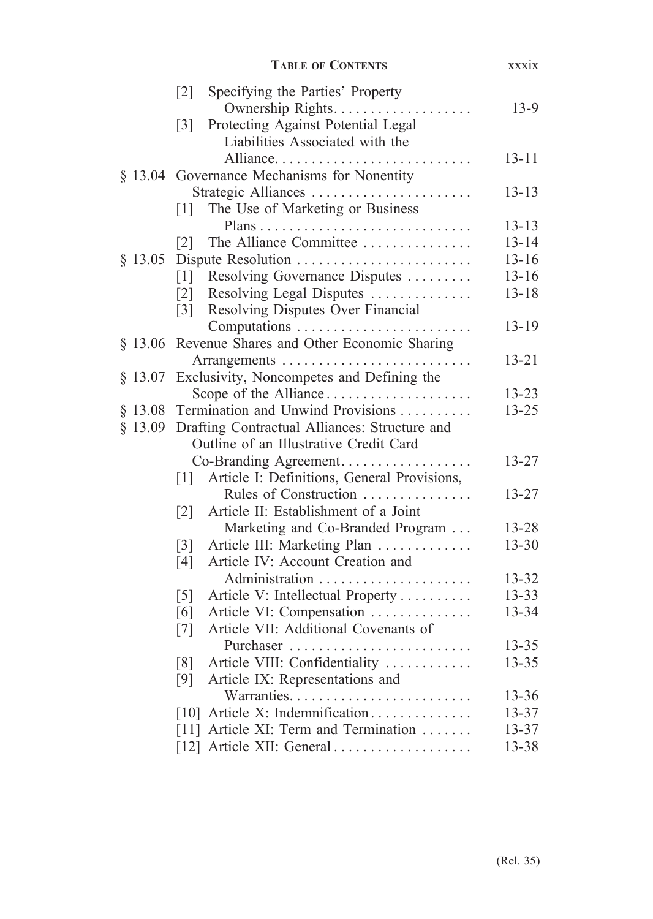| | | |
|---|---|---|
| | [2] Specifying the Parties' Property Ownership Rights | 13-9 |
| | [3] Protecting Against Potential Legal Liabilities Associated with the Alliance | 13-11 |
| § 13.04 | Governance Mechanisms for Nonentity Strategic Alliances | 13-13 |
| | [1] The Use of Marketing or Business Plans | 13-13 |
| | [2] The Alliance Committee | 13-14 |
| § 13.05 | Dispute Resolution | 13-16 |
| | [1] Resolving Governance Disputes | 13-16 |
| | [2] Resolving Legal Disputes | 13-18 |
| | [3] Resolving Disputes Over Financial Computations | 13-19 |
| § 13.06 | Revenue Shares and Other Economic Sharing Arrangements | 13-21 |
| § 13.07 | Exclusivity, Noncompetes and Defining the Scope of the Alliance | 13-23 |
| § 13.08 | Termination and Unwind Provisions | 13-25 |
| § 13.09 | Drafting Contractual Alliances: Structure and Outline of an Illustrative Credit Card Co-Branding Agreement | 13-27 |
| | [1] Article I: Definitions, General Provisions, Rules of Construction | 13-27 |
| | [2] Article II: Establishment of a Joint Marketing and Co-Branded Program | 13-28 |
| | [3] Article III: Marketing Plan | 13-30 |
| | [4] Article IV: Account Creation and Administration | 13-32 |
| | [5] Article V: Intellectual Property | 13-33 |
| | [6] Article VI: Compensation | 13-34 |
| | [7] Article VII: Additional Covenants of Purchaser | 13-35 |
| | [8] Article VIII: Confidentiality | 13-35 |
| | [9] Article IX: Representations and Warranties | 13-36 |
| | [10] Article X: Indemnification | 13-37 |
| | [11] Article XI: Term and Termination | 13-37 |
| | [12] Article XII: General | 13-38 |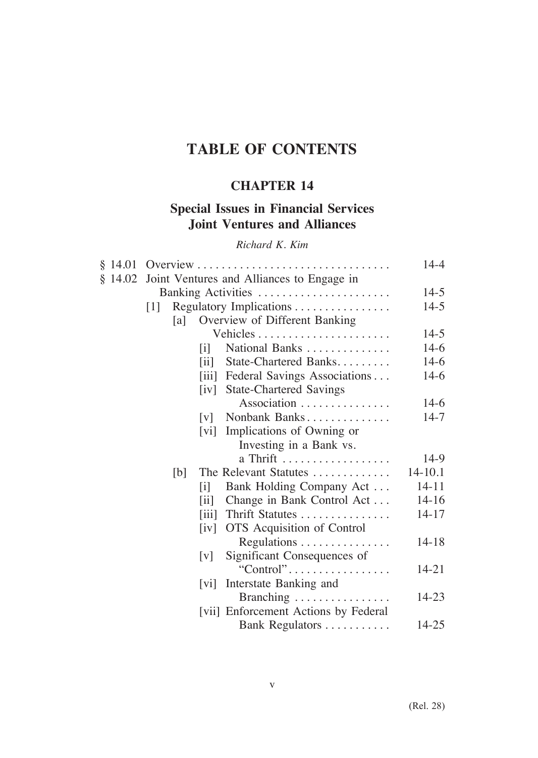# TABLE OF CONTENTS

## CHAPTER 14

## Special Issues in Financial Services Joint Ventures and Alliances

*Richard K. Kim*

| | | |
|---|---|---|
| § 14.01 | Overview | 14-4 |
| § 14.02 | Joint Ventures and Alliances to Engage in Banking Activities | 14-5 |
| | [1] Regulatory Implications | 14-5 |
| | [a] Overview of Different Banking Vehicles | 14-5 |
| | [i] National Banks | 14-6 |
| | [ii] State-Chartered Banks | 14-6 |
| | [iii] Federal Savings Associations | 14-6 |
| | [iv] State-Chartered Savings Association | 14-6 |
| | [v] Nonbank Banks | 14-7 |
| | [vi] Implications of Owning or Investing in a Bank vs. a Thrift | 14-9 |
| | [b] The Relevant Statutes | 14-10.1 |
| | [i] Bank Holding Company Act | 14-11 |
| | [ii] Change in Bank Control Act | 14-16 |
| | [iii] Thrift Statutes | 14-17 |
| | [iv] OTS Acquisition of Control Regulations | 14-18 |
| | [v] Significant Consequences of "Control" | 14-21 |
| | [vi] Interstate Banking and Branching | 14-23 |
| | [vii] Enforcement Actions by Federal Bank Regulators | 14-25 |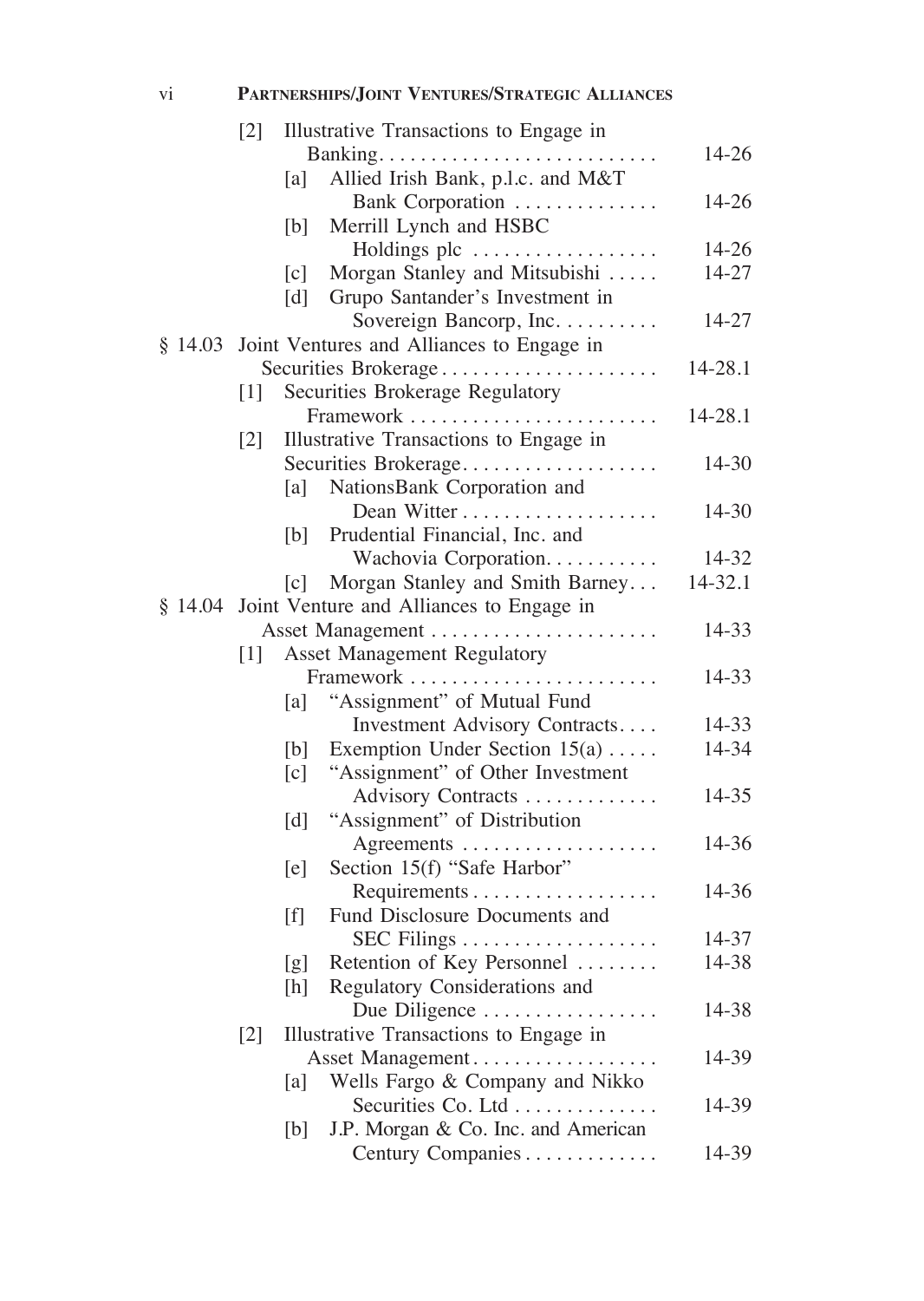[2] Illustrative Transactions to Engage in Banking .......... 14-26

[a] Allied Irish Bank, p.l.c. and M&T Bank Corporation .......... 14-26

[b] Merrill Lynch and HSBC Holdings plc .......... 14-26

[c] Morgan Stanley and Mitsubishi .......... 14-27

[d] Grupo Santander's Investment in Sovereign Bancorp, Inc. .......... 14-27

§ 14.03 Joint Ventures and Alliances to Engage in Securities Brokerage .......... 14-28.1

[1] Securities Brokerage Regulatory Framework .......... 14-28.1

[2] Illustrative Transactions to Engage in Securities Brokerage .......... 14-30

[a] NationsBank Corporation and Dean Witter .......... 14-30

[b] Prudential Financial, Inc. and Wachovia Corporation .......... 14-32

[c] Morgan Stanley and Smith Barney .......... 14-32.1

§ 14.04 Joint Venture and Alliances to Engage in Asset Management .......... 14-33

[1] Asset Management Regulatory Framework .......... 14-33

[a] "Assignment" of Mutual Fund Investment Advisory Contracts .......... 14-33

[b] Exemption Under Section 15(a) .......... 14-34

[c] "Assignment" of Other Investment Advisory Contracts .......... 14-35

[d] "Assignment" of Distribution Agreements .......... 14-36

[e] Section 15(f) "Safe Harbor" Requirements .......... 14-36

[f] Fund Disclosure Documents and SEC Filings .......... 14-37

[g] Retention of Key Personnel .......... 14-38

[h] Regulatory Considerations and Due Diligence .......... 14-38

[2] Illustrative Transactions to Engage in Asset Management .......... 14-39

[a] Wells Fargo & Company and Nikko Securities Co. Ltd .......... 14-39

[b] J.P. Morgan & Co. Inc. and American Century Companies .......... 14-39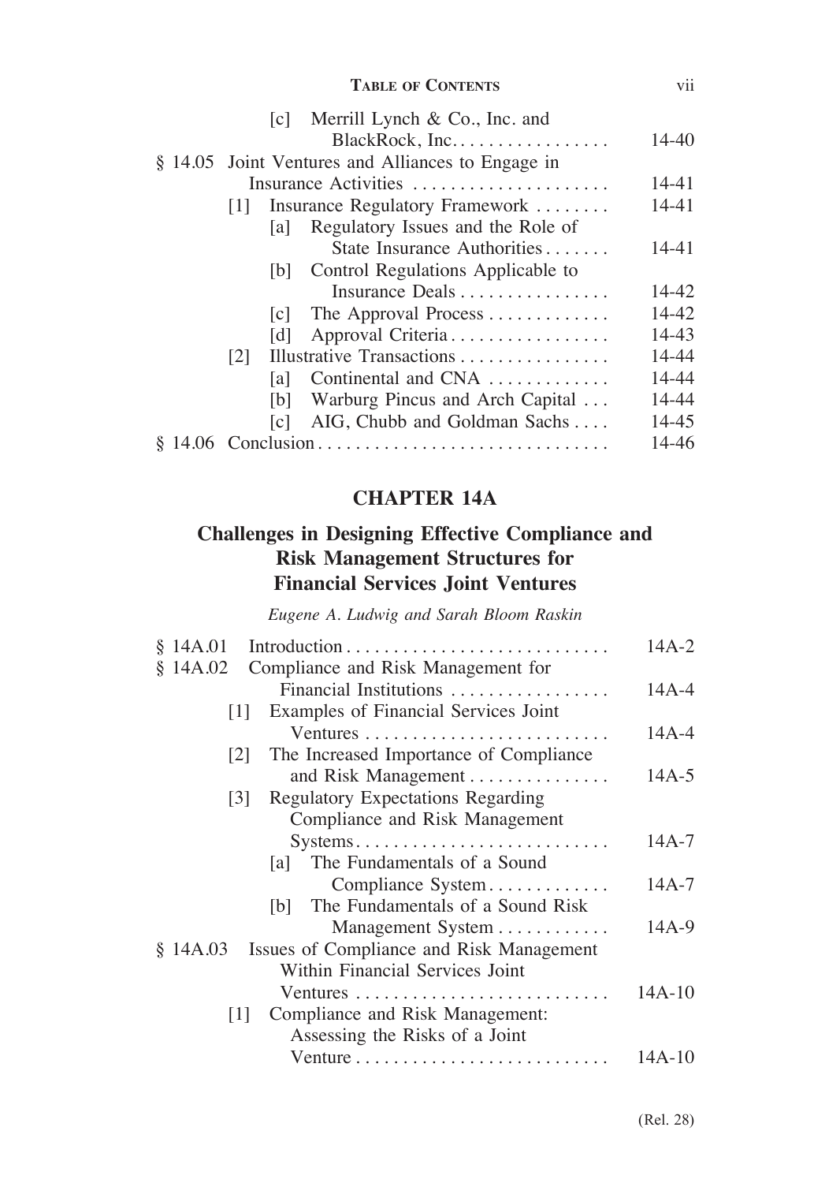[c] Merrill Lynch & Co., Inc. and BlackRock, Inc. . . . . . . . . . . . . . . . . 14-40

§ 14.05 Joint Ventures and Alliances to Engage in Insurance Activities . . . . . . . . . . . . . . . . . . . . . 14-41

[1] Insurance Regulatory Framework . . . . . . . . 14-41

[a] Regulatory Issues and the Role of State Insurance Authorities . . . . . . . 14-41

[b] Control Regulations Applicable to Insurance Deals . . . . . . . . . . . . . . . . 14-42

[c] The Approval Process . . . . . . . . . . . . . 14-42

[d] Approval Criteria . . . . . . . . . . . . . . . . . 14-43

[2] Illustrative Transactions . . . . . . . . . . . . . . . . 14-44

[a] Continental and CNA . . . . . . . . . . . . . 14-44

[b] Warburg Pincus and Arch Capital . . . 14-44

[c] AIG, Chubb and Goldman Sachs . . . . 14-45

§ 14.06 Conclusion . . . . . . . . . . . . . . . . . . . . . . . . . . . . . . 14-46

## CHAPTER 14A

## Challenges in Designing Effective Compliance and Risk Management Structures for Financial Services Joint Ventures

*Eugene A. Ludwig and Sarah Bloom Raskin*

§ 14A.01 Introduction . . . . . . . . . . . . . . . . . . . . . . . . . . . . 14A-2

§ 14A.02 Compliance and Risk Management for Financial Institutions . . . . . . . . . . . . . . . . . 14A-4

[1] Examples of Financial Services Joint Ventures . . . . . . . . . . . . . . . . . . . . . . . . . . 14A-4

[2] The Increased Importance of Compliance and Risk Management . . . . . . . . . . . . . . . 14A-5

[3] Regulatory Expectations Regarding Compliance and Risk Management Systems . . . . . . . . . . . . . . . . . . . . . . . . . . . 14A-7

[a] The Fundamentals of a Sound Compliance System . . . . . . . . . . . . . 14A-7

[b] The Fundamentals of a Sound Risk Management System . . . . . . . . . . . . 14A-9

§ 14A.03 Issues of Compliance and Risk Management Within Financial Services Joint Ventures . . . . . . . . . . . . . . . . . . . . . . . . . . . 14A-10

[1] Compliance and Risk Management: Assessing the Risks of a Joint Venture . . . . . . . . . . . . . . . . . . . . . . . . . . . 14A-10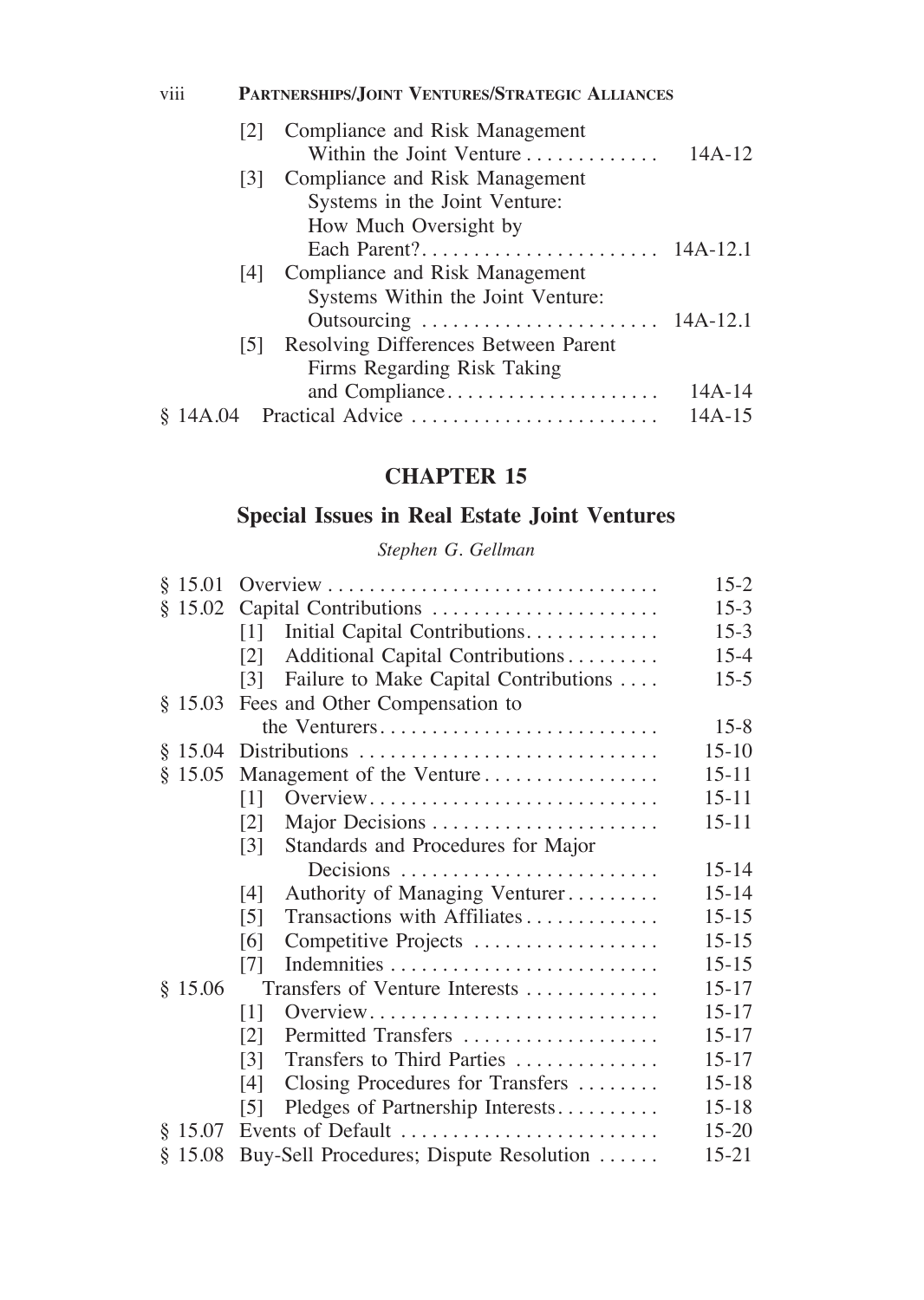[2] Compliance and Risk Management Within the Joint Venture . . . . . . . . . . . . . 14A-12

[3] Compliance and Risk Management Systems in the Joint Venture: How Much Oversight by Each Parent? . . . . . . . . . . . . . . . . . . . . . . . 14A-12.1

[4] Compliance and Risk Management Systems Within the Joint Venture: Outsourcing . . . . . . . . . . . . . . . . . . . . . . 14A-12.1

[5] Resolving Differences Between Parent Firms Regarding Risk Taking and Compliance . . . . . . . . . . . . . . . . . . . . . 14A-14

§ 14A.04 Practical Advice . . . . . . . . . . . . . . . . . . . . . . . . 14A-15

## CHAPTER 15

## Special Issues in Real Estate Joint Ventures

*Stephen G. Gellman*

§ 15.01 Overview . . . . . . . . . . . . . . . . . . . . . . . . . . . . . . . . 15-2

§ 15.02 Capital Contributions . . . . . . . . . . . . . . . . . . . . . . 15-3

[1] Initial Capital Contributions . . . . . . . . . . . . . 15-3

[2] Additional Capital Contributions . . . . . . . . . 15-4

[3] Failure to Make Capital Contributions . . . . 15-5

§ 15.03 Fees and Other Compensation to the Venturers . . . . . . . . . . . . . . . . . . . . . . . . . . . 15-8

§ 15.04 Distributions . . . . . . . . . . . . . . . . . . . . . . . . . . . . . 15-10

§ 15.05 Management of the Venture . . . . . . . . . . . . . . . . . 15-11

[1] Overview . . . . . . . . . . . . . . . . . . . . . . . . . . . . 15-11

[2] Major Decisions . . . . . . . . . . . . . . . . . . . . . . . 15-11

[3] Standards and Procedures for Major Decisions . . . . . . . . . . . . . . . . . . . . . . . . . 15-14

[4] Authority of Managing Venturer . . . . . . . . . 15-14

[5] Transactions with Affiliates . . . . . . . . . . . . . 15-15

[6] Competitive Projects . . . . . . . . . . . . . . . . . . 15-15

[7] Indemnities . . . . . . . . . . . . . . . . . . . . . . . . . . 15-15

§ 15.06 Transfers of Venture Interests . . . . . . . . . . . . . 15-17

[1] Overview . . . . . . . . . . . . . . . . . . . . . . . . . . . . 15-17

[2] Permitted Transfers . . . . . . . . . . . . . . . . . . . 15-17

[3] Transfers to Third Parties . . . . . . . . . . . . . . 15-17

[4] Closing Procedures for Transfers . . . . . . . . 15-18

[5] Pledges of Partnership Interests . . . . . . . . . . 15-18

§ 15.07 Events of Default . . . . . . . . . . . . . . . . . . . . . . . . . 15-20

§ 15.08 Buy-Sell Procedures; Dispute Resolution . . . . . . 15-21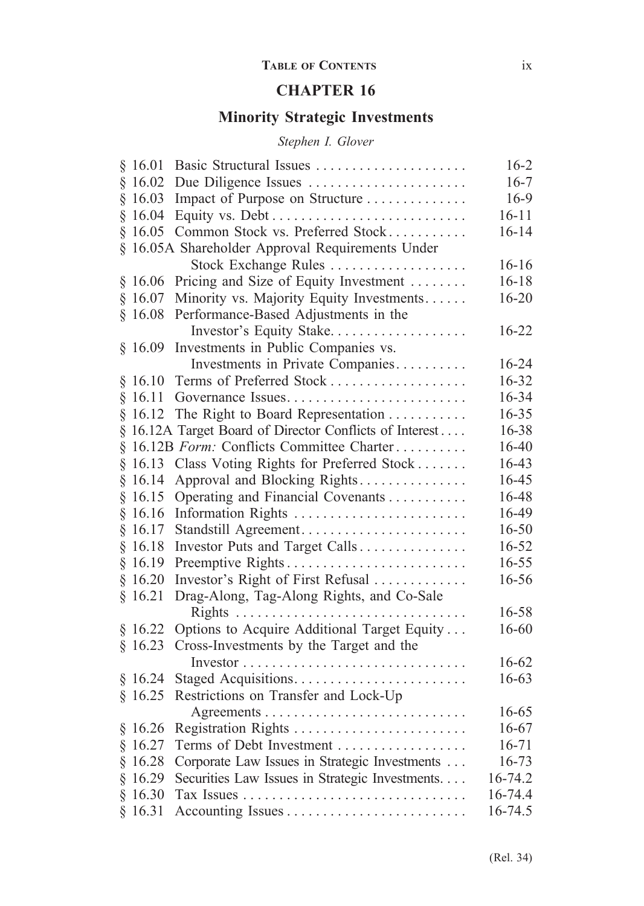## CHAPTER 16

## Minority Strategic Investments

*Stephen I. Glover*

| | | |
|---|---|---|
| § 16.01 | Basic Structural Issues | 16-2 |
| § 16.02 | Due Diligence Issues | 16-7 |
| § 16.03 | Impact of Purpose on Structure | 16-9 |
| § 16.04 | Equity vs. Debt | 16-11 |
| § 16.05 | Common Stock vs. Preferred Stock | 16-14 |
| § 16.05A | Shareholder Approval Requirements Under Stock Exchange Rules | 16-16 |
| § 16.06 | Pricing and Size of Equity Investment | 16-18 |
| § 16.07 | Minority vs. Majority Equity Investments | 16-20 |
| § 16.08 | Performance-Based Adjustments in the Investor's Equity Stake | 16-22 |
| § 16.09 | Investments in Public Companies vs. Investments in Private Companies | 16-24 |
| § 16.10 | Terms of Preferred Stock | 16-32 |
| § 16.11 | Governance Issues | 16-34 |
| § 16.12 | The Right to Board Representation | 16-35 |
| § 16.12A | Target Board of Director Conflicts of Interest | 16-38 |
| § 16.12B | *Form:* Conflicts Committee Charter | 16-40 |
| § 16.13 | Class Voting Rights for Preferred Stock | 16-43 |
| § 16.14 | Approval and Blocking Rights | 16-45 |
| § 16.15 | Operating and Financial Covenants | 16-48 |
| § 16.16 | Information Rights | 16-49 |
| § 16.17 | Standstill Agreement | 16-50 |
| § 16.18 | Investor Puts and Target Calls | 16-52 |
| § 16.19 | Preemptive Rights | 16-55 |
| § 16.20 | Investor's Right of First Refusal | 16-56 |
| § 16.21 | Drag-Along, Tag-Along Rights, and Co-Sale Rights | 16-58 |
| § 16.22 | Options to Acquire Additional Target Equity | 16-60 |
| § 16.23 | Cross-Investments by the Target and the Investor | 16-62 |
| § 16.24 | Staged Acquisitions | 16-63 |
| § 16.25 | Restrictions on Transfer and Lock-Up Agreements | 16-65 |
| § 16.26 | Registration Rights | 16-67 |
| § 16.27 | Terms of Debt Investment | 16-71 |
| § 16.28 | Corporate Law Issues in Strategic Investments | 16-73 |
| § 16.29 | Securities Law Issues in Strategic Investments | 16-74.2 |
| § 16.30 | Tax Issues | 16-74.4 |
| § 16.31 | Accounting Issues | 16-74.5 |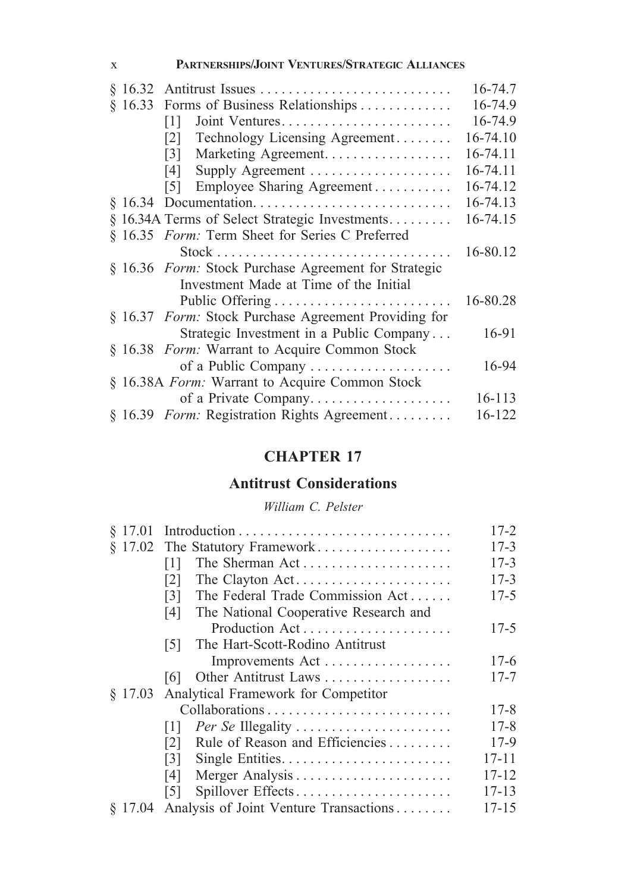| | | |
|---|---|---|
| § 16.32 | Antitrust Issues | 16-74.7 |
| § 16.33 | Forms of Business Relationships | 16-74.9 |
| | [1] Joint Ventures | 16-74.9 |
| | [2] Technology Licensing Agreement | 16-74.10 |
| | [3] Marketing Agreement | 16-74.11 |
| | [4] Supply Agreement | 16-74.11 |
| | [5] Employee Sharing Agreement | 16-74.12 |
| § 16.34 | Documentation | 16-74.13 |
| § 16.34A | Terms of Select Strategic Investments | 16-74.15 |
| § 16.35 | *Form:* Term Sheet for Series C Preferred Stock | 16-80.12 |
| § 16.36 | *Form:* Stock Purchase Agreement for Strategic Investment Made at Time of the Initial Public Offering | 16-80.28 |
| § 16.37 | *Form:* Stock Purchase Agreement Providing for Strategic Investment in a Public Company | 16-91 |
| § 16.38 | *Form:* Warrant to Acquire Common Stock of a Public Company | 16-94 |
| § 16.38A | *Form:* Warrant to Acquire Common Stock of a Private Company | 16-113 |
| § 16.39 | *Form:* Registration Rights Agreement | 16-122 |

## CHAPTER 17

## Antitrust Considerations

*William C. Pelster*

| | | |
|---|---|---|
| § 17.01 | Introduction | 17-2 |
| § 17.02 | The Statutory Framework | 17-3 |
| | [1] The Sherman Act | 17-3 |
| | [2] The Clayton Act | 17-3 |
| | [3] The Federal Trade Commission Act | 17-5 |
| | [4] The National Cooperative Research and Production Act | 17-5 |
| | [5] The Hart-Scott-Rodino Antitrust Improvements Act | 17-6 |
| | [6] Other Antitrust Laws | 17-7 |
| § 17.03 | Analytical Framework for Competitor Collaborations | 17-8 |
| | [1] *Per Se* Illegality | 17-8 |
| | [2] Rule of Reason and Efficiencies | 17-9 |
| | [3] Single Entities | 17-11 |
| | [4] Merger Analysis | 17-12 |
| | [5] Spillover Effects | 17-13 |
| § 17.04 | Analysis of Joint Venture Transactions | 17-15 |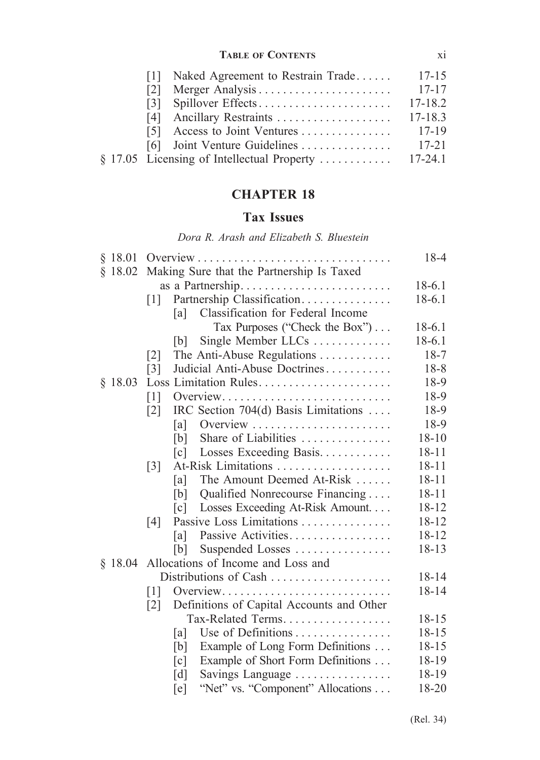[1] Naked Agreement to Restrain Trade . . . . . . 17-15
[2] Merger Analysis . . . . . . . . . . . . . . . . . . . . . . 17-17
[3] Spillover Effects . . . . . . . . . . . . . . . . . . . . . . 17-18.2
[4] Ancillary Restraints . . . . . . . . . . . . . . . . . . . 17-18.3
[5] Access to Joint Ventures . . . . . . . . . . . . . . . 17-19
[6] Joint Venture Guidelines . . . . . . . . . . . . . . . 17-21

§ 17.05 Licensing of Intellectual Property . . . . . . . . . . . . 17-24.1

## CHAPTER 18

## Tax Issues

*Dora R. Arash and Elizabeth S. Bluestein*

§ 18.01 Overview . . . . . . . . . . . . . . . . . . . . . . . . . . . . . . . . 18-4

§ 18.02 Making Sure that the Partnership Is Taxed as a Partnership . . . . . . . . . . . . . . . . . . . . . . . . . 18-6.1

- [1] Partnership Classification . . . . . . . . . . . . . . . 18-6.1
  - [a] Classification for Federal Income Tax Purposes ("Check the Box") . . . 18-6.1
  - [b] Single Member LLCs . . . . . . . . . . . . . 18-6.1
- [2] The Anti-Abuse Regulations . . . . . . . . . . . . 18-7
- [3] Judicial Anti-Abuse Doctrines . . . . . . . . . . . 18-8

§ 18.03 Loss Limitation Rules . . . . . . . . . . . . . . . . . . . . . . 18-9

- [1] Overview . . . . . . . . . . . . . . . . . . . . . . . . . . . . 18-9
- [2] IRC Section 704(d) Basis Limitations . . . . 18-9
  - [a] Overview . . . . . . . . . . . . . . . . . . . . . . . 18-9
  - [b] Share of Liabilities . . . . . . . . . . . . . . . 18-10
  - [c] Losses Exceeding Basis . . . . . . . . . . . . 18-11
- [3] At-Risk Limitations . . . . . . . . . . . . . . . . . . . 18-11
  - [a] The Amount Deemed At-Risk . . . . . . 18-11
  - [b] Qualified Nonrecourse Financing . . . . 18-11
  - [c] Losses Exceeding At-Risk Amount . . . . 18-12
- [4] Passive Loss Limitations . . . . . . . . . . . . . . . 18-12
  - [a] Passive Activities . . . . . . . . . . . . . . . . . 18-12
  - [b] Suspended Losses . . . . . . . . . . . . . . . . 18-13

§ 18.04 Allocations of Income and Loss and Distributions of Cash . . . . . . . . . . . . . . . . . . . . 18-14

- [1] Overview . . . . . . . . . . . . . . . . . . . . . . . . . . . . 18-14
- [2] Definitions of Capital Accounts and Other Tax-Related Terms . . . . . . . . . . . . . . . . . . 18-15
  - [a] Use of Definitions . . . . . . . . . . . . . . . . 18-15
  - [b] Example of Long Form Definitions . . . 18-15
  - [c] Example of Short Form Definitions . . . 18-19
  - [d] Savings Language . . . . . . . . . . . . . . . . 18-19
  - [e] "Net" vs. "Component" Allocations . . . 18-20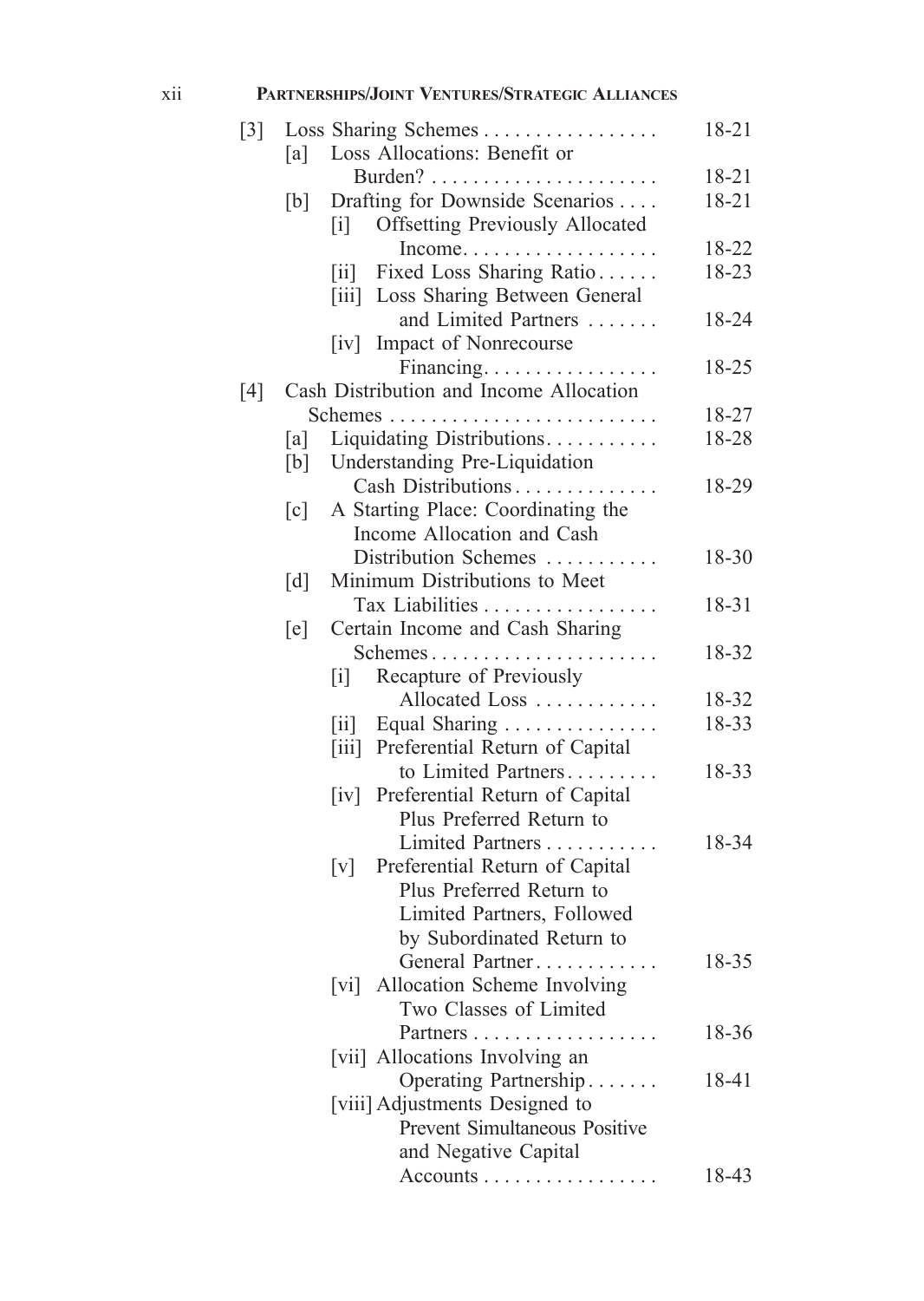- [3] Loss Sharing Schemes . . . . . . . . . . . . . . . . . 18-21
  - [a] Loss Allocations: Benefit or Burden? . . . . . . . . . . . . . . . . . . . . . . 18-21
  - [b] Drafting for Downside Scenarios . . . . 18-21
    - [i] Offsetting Previously Allocated Income. . . . . . . . . . . . . . . . . . . 18-22
    - [ii] Fixed Loss Sharing Ratio . . . . . . 18-23
    - [iii] Loss Sharing Between General and Limited Partners . . . . . . . 18-24
    - [iv] Impact of Nonrecourse Financing. . . . . . . . . . . . . . . . . 18-25
- [4] Cash Distribution and Income Allocation Schemes . . . . . . . . . . . . . . . . . . . . . . . . . . 18-27
  - [a] Liquidating Distributions. . . . . . . . . . . 18-28
  - [b] Understanding Pre-Liquidation Cash Distributions . . . . . . . . . . . . . . 18-29
  - [c] A Starting Place: Coordinating the Income Allocation and Cash Distribution Schemes . . . . . . . . . . . 18-30
  - [d] Minimum Distributions to Meet Tax Liabilities . . . . . . . . . . . . . . . . . 18-31
  - [e] Certain Income and Cash Sharing Schemes . . . . . . . . . . . . . . . . . . . . . . 18-32
    - [i] Recapture of Previously Allocated Loss . . . . . . . . . . . . 18-32
    - [ii] Equal Sharing . . . . . . . . . . . . . . . 18-33
    - [iii] Preferential Return of Capital to Limited Partners . . . . . . . . . 18-33
    - [iv] Preferential Return of Capital Plus Preferred Return to Limited Partners . . . . . . . . . . . 18-34
    - [v] Preferential Return of Capital Plus Preferred Return to Limited Partners, Followed by Subordinated Return to General Partner . . . . . . . . . . . . 18-35
    - [vi] Allocation Scheme Involving Two Classes of Limited Partners . . . . . . . . . . . . . . . . . . 18-36
    - [vii] Allocations Involving an Operating Partnership . . . . . . . 18-41
    - [viii] Adjustments Designed to Prevent Simultaneous Positive and Negative Capital Accounts . . . . . . . . . . . . . . . . . 18-43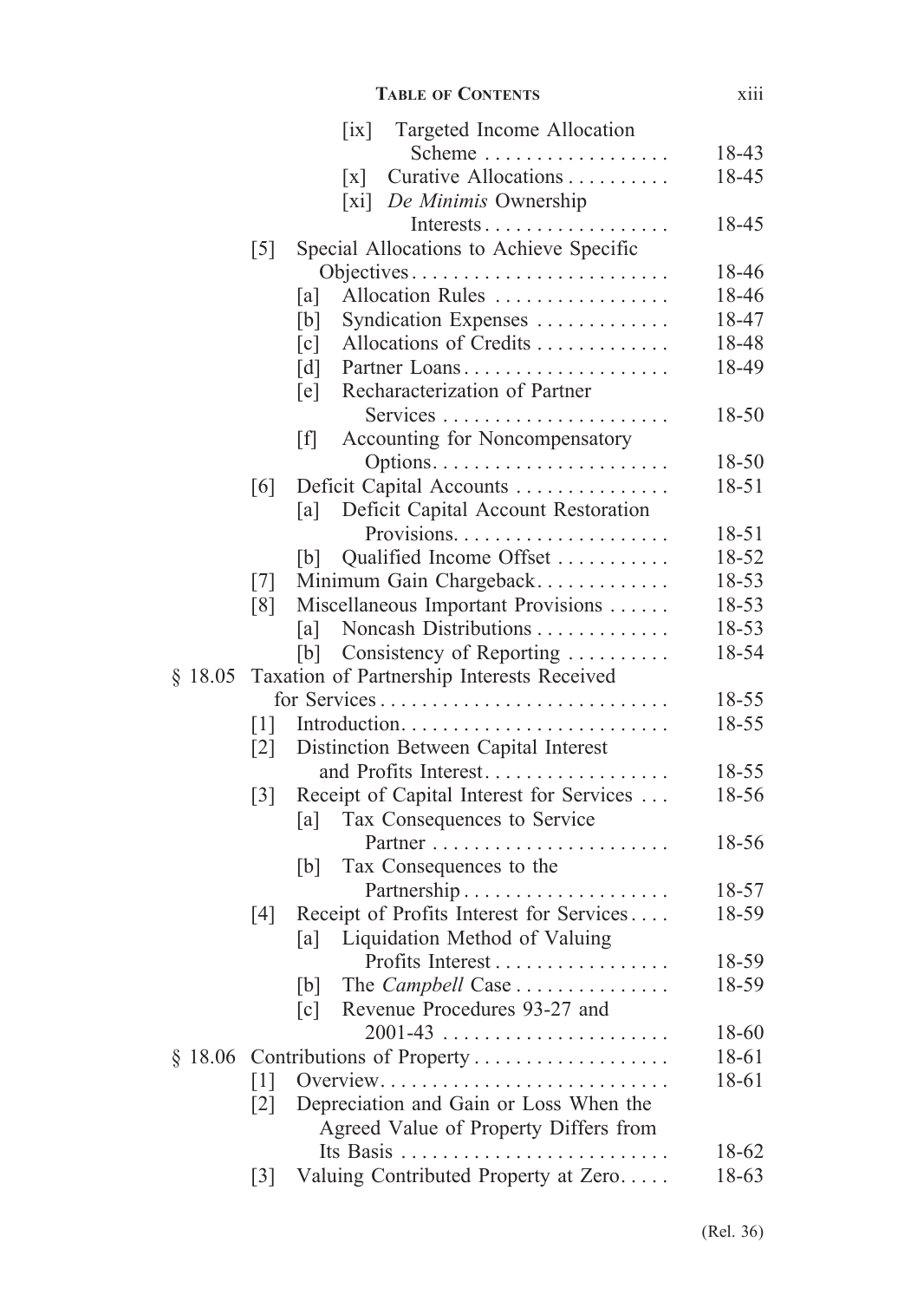[ix] Targeted Income Allocation Scheme .................. 18-43
[x] Curative Allocations .......... 18-45
[xi] *De Minimis* Ownership Interests .................. 18-45

[5] Special Allocations to Achieve Specific Objectives .......................... 18-46
[a] Allocation Rules .................. 18-46
[b] Syndication Expenses ............. 18-47
[c] Allocations of Credits ............. 18-48
[d] Partner Loans ..................... 18-49
[e] Recharacterization of Partner Services ...................... 18-50
[f] Accounting for Noncompensatory Options ....................... 18-50

[6] Deficit Capital Accounts ............... 18-51
[a] Deficit Capital Account Restoration Provisions ..................... 18-51
[b] Qualified Income Offset ........... 18-52

[7] Minimum Gain Chargeback ............. 18-53

[8] Miscellaneous Important Provisions ...... 18-53
[a] Noncash Distributions ............. 18-53
[b] Consistency of Reporting .......... 18-54

§ 18.05 Taxation of Partnership Interests Received for Services ............................ 18-55
[1] Introduction .......................... 18-55
[2] Distinction Between Capital Interest and Profits Interest .................. 18-55
[3] Receipt of Capital Interest for Services ... 18-56
[a] Tax Consequences to Service Partner ....................... 18-56
[b] Tax Consequences to the Partnership .................... 18-57
[4] Receipt of Profits Interest for Services .... 18-59
[a] Liquidation Method of Valuing Profits Interest ................. 18-59
[b] The *Campbell* Case ............... 18-59
[c] Revenue Procedures 93-27 and 2001-43 ...................... 18-60

§ 18.06 Contributions of Property ................... 18-61
[1] Overview ............................ 18-61
[2] Depreciation and Gain or Loss When the Agreed Value of Property Differs from Its Basis .......................... 18-62
[3] Valuing Contributed Property at Zero ..... 18-63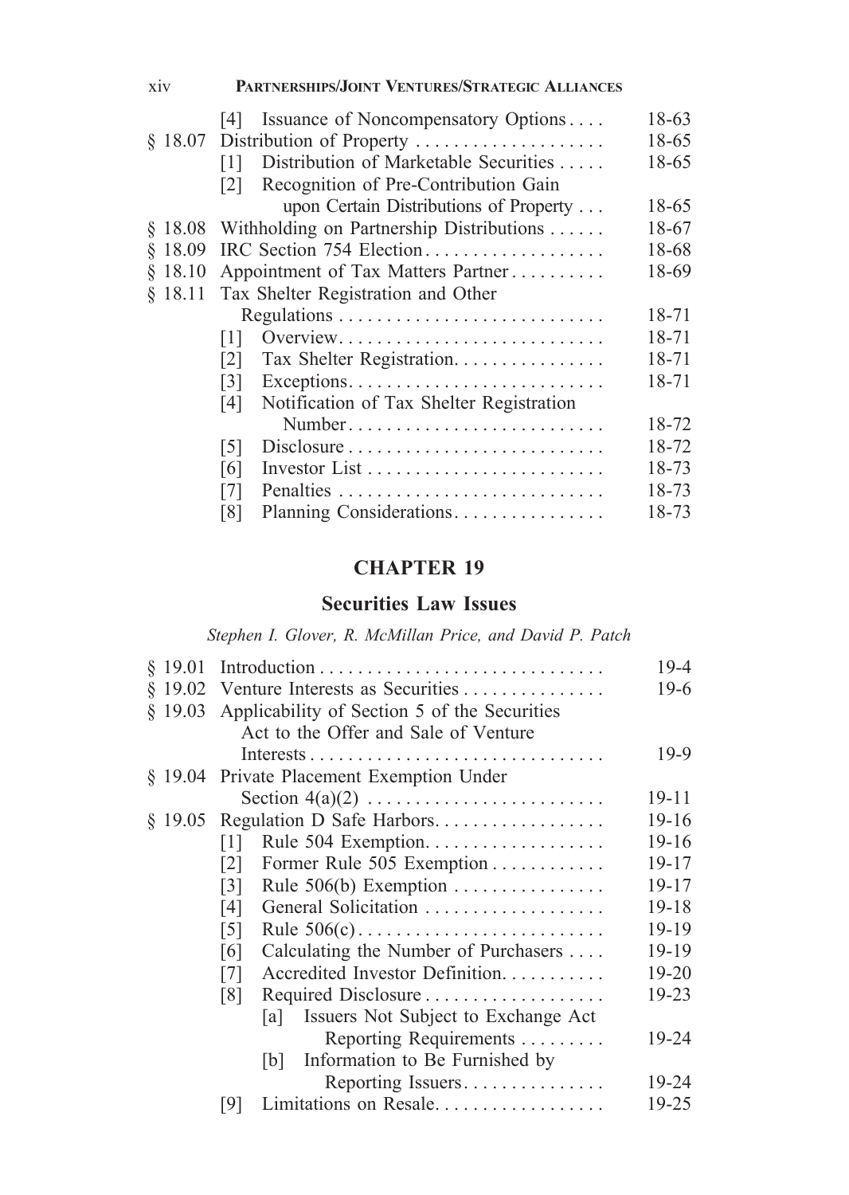| | | |
|---|---|---|
| | [4] Issuance of Noncompensatory Options | 18-63 |
| § 18.07 | Distribution of Property | 18-65 |
| | [1] Distribution of Marketable Securities | 18-65 |
| | [2] Recognition of Pre-Contribution Gain upon Certain Distributions of Property | 18-65 |
| § 18.08 | Withholding on Partnership Distributions | 18-67 |
| § 18.09 | IRC Section 754 Election | 18-68 |
| § 18.10 | Appointment of Tax Matters Partner | 18-69 |
| § 18.11 | Tax Shelter Registration and Other Regulations | 18-71 |
| | [1] Overview | 18-71 |
| | [2] Tax Shelter Registration | 18-71 |
| | [3] Exceptions | 18-71 |
| | [4] Notification of Tax Shelter Registration Number | 18-72 |
| | [5] Disclosure | 18-72 |
| | [6] Investor List | 18-73 |
| | [7] Penalties | 18-73 |
| | [8] Planning Considerations | 18-73 |

## CHAPTER 19

## Securities Law Issues

*Stephen I. Glover, R. McMillan Price, and David P. Patch*

| | | |
|---|---|---|
| § 19.01 | Introduction | 19-4 |
| § 19.02 | Venture Interests as Securities | 19-6 |
| § 19.03 | Applicability of Section 5 of the Securities Act to the Offer and Sale of Venture Interests | 19-9 |
| § 19.04 | Private Placement Exemption Under Section 4(a)(2) | 19-11 |
| § 19.05 | Regulation D Safe Harbors | 19-16 |
| | [1] Rule 504 Exemption | 19-16 |
| | [2] Former Rule 505 Exemption | 19-17 |
| | [3] Rule 506(b) Exemption | 19-17 |
| | [4] General Solicitation | 19-18 |
| | [5] Rule 506(c) | 19-19 |
| | [6] Calculating the Number of Purchasers | 19-19 |
| | [7] Accredited Investor Definition | 19-20 |
| | [8] Required Disclosure | 19-23 |
| | [a] Issuers Not Subject to Exchange Act Reporting Requirements | 19-24 |
| | [b] Information to Be Furnished by Reporting Issuers | 19-24 |
| | [9] Limitations on Resale | 19-25 |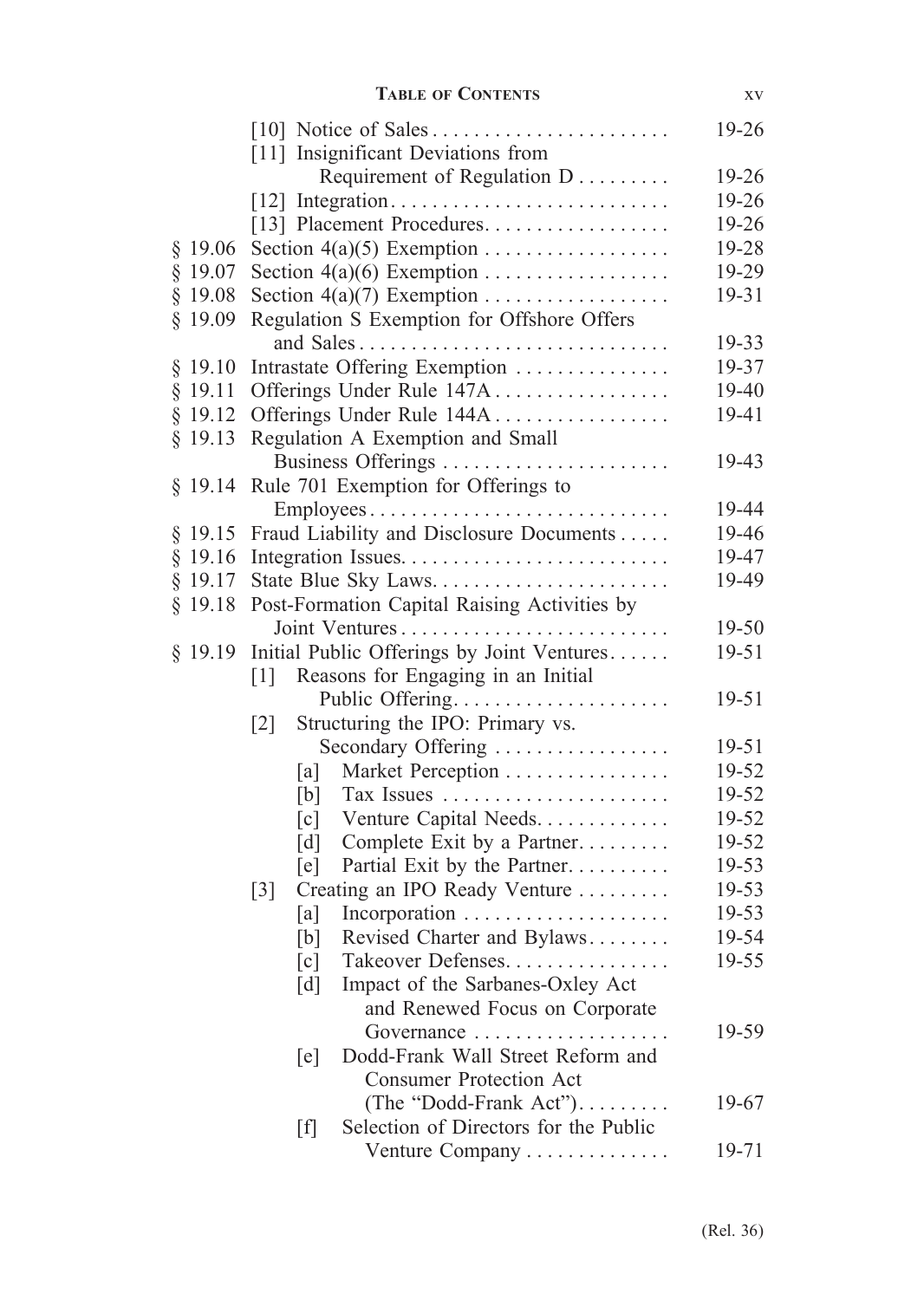| | | |
|---|---|---|
| | [10] Notice of Sales | 19-26 |
| | [11] Insignificant Deviations from Requirement of Regulation D | 19-26 |
| | [12] Integration | 19-26 |
| | [13] Placement Procedures | 19-26 |
| § 19.06 | Section 4(a)(5) Exemption | 19-28 |
| § 19.07 | Section 4(a)(6) Exemption | 19-29 |
| § 19.08 | Section 4(a)(7) Exemption | 19-31 |
| § 19.09 | Regulation S Exemption for Offshore Offers and Sales | 19-33 |
| § 19.10 | Intrastate Offering Exemption | 19-37 |
| § 19.11 | Offerings Under Rule 147A | 19-40 |
| § 19.12 | Offerings Under Rule 144A | 19-41 |
| § 19.13 | Regulation A Exemption and Small Business Offerings | 19-43 |
| § 19.14 | Rule 701 Exemption for Offerings to Employees | 19-44 |
| § 19.15 | Fraud Liability and Disclosure Documents | 19-46 |
| § 19.16 | Integration Issues | 19-47 |
| § 19.17 | State Blue Sky Laws | 19-49 |
| § 19.18 | Post-Formation Capital Raising Activities by Joint Ventures | 19-50 |
| § 19.19 | Initial Public Offerings by Joint Ventures | 19-51 |
| | [1] Reasons for Engaging in an Initial Public Offering | 19-51 |
| | [2] Structuring the IPO: Primary vs. Secondary Offering | 19-51 |
| | [a] Market Perception | 19-52 |
| | [b] Tax Issues | 19-52 |
| | [c] Venture Capital Needs | 19-52 |
| | [d] Complete Exit by a Partner | 19-52 |
| | [e] Partial Exit by the Partner | 19-53 |
| | [3] Creating an IPO Ready Venture | 19-53 |
| | [a] Incorporation | 19-53 |
| | [b] Revised Charter and Bylaws | 19-54 |
| | [c] Takeover Defenses | 19-55 |
| | [d] Impact of the Sarbanes-Oxley Act and Renewed Focus on Corporate Governance | 19-59 |
| | [e] Dodd-Frank Wall Street Reform and Consumer Protection Act (The "Dodd-Frank Act") | 19-67 |
| | [f] Selection of Directors for the Public Venture Company | 19-71 |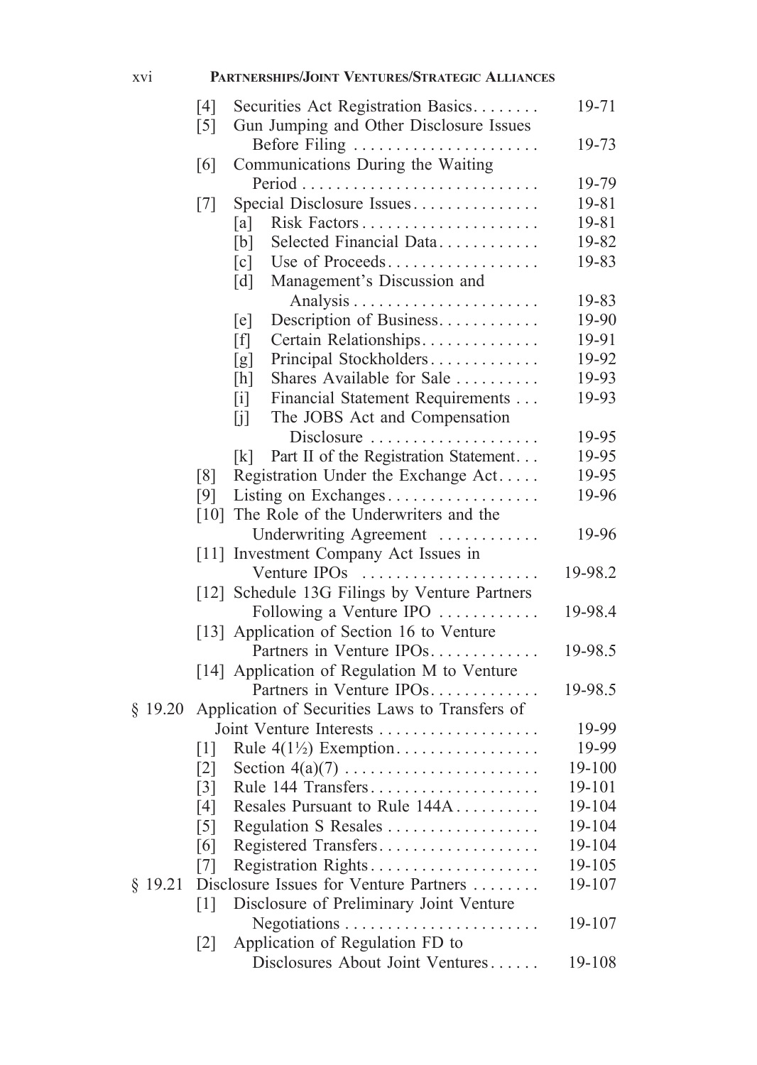| | | | |
|---|---|---|---|
| | [4] | Securities Act Registration Basics | 19-71 |
| | [5] | Gun Jumping and Other Disclosure Issues Before Filing | 19-73 |
| | [6] | Communications During the Waiting Period | 19-79 |
| | [7] | Special Disclosure Issues | 19-81 |
| | | [a] Risk Factors | 19-81 |
| | | [b] Selected Financial Data | 19-82 |
| | | [c] Use of Proceeds | 19-83 |
| | | [d] Management's Discussion and Analysis | 19-83 |
| | | [e] Description of Business | 19-90 |
| | | [f] Certain Relationships | 19-91 |
| | | [g] Principal Stockholders | 19-92 |
| | | [h] Shares Available for Sale | 19-93 |
| | | [i] Financial Statement Requirements | 19-93 |
| | | [j] The JOBS Act and Compensation Disclosure | 19-95 |
| | | [k] Part II of the Registration Statement | 19-95 |
| | [8] | Registration Under the Exchange Act | 19-95 |
| | [9] | Listing on Exchanges | 19-96 |
| | [10] | The Role of the Underwriters and the Underwriting Agreement | 19-96 |
| | [11] | Investment Company Act Issues in Venture IPOs | 19-98.2 |
| | [12] | Schedule 13G Filings by Venture Partners Following a Venture IPO | 19-98.4 |
| | [13] | Application of Section 16 to Venture Partners in Venture IPOs | 19-98.5 |
| | [14] | Application of Regulation M to Venture Partners in Venture IPOs | 19-98.5 |
| § 19.20 | | Application of Securities Laws to Transfers of Joint Venture Interests | 19-99 |
| | [1] | Rule 4(1½) Exemption | 19-99 |
| | [2] | Section 4(a)(7) | 19-100 |
| | [3] | Rule 144 Transfers | 19-101 |
| | [4] | Resales Pursuant to Rule 144A | 19-104 |
| | [5] | Regulation S Resales | 19-104 |
| | [6] | Registered Transfers | 19-104 |
| | [7] | Registration Rights | 19-105 |
| § 19.21 | | Disclosure Issues for Venture Partners | 19-107 |
| | [1] | Disclosure of Preliminary Joint Venture Negotiations | 19-107 |
| | [2] | Application of Regulation FD to Disclosures About Joint Ventures | 19-108 |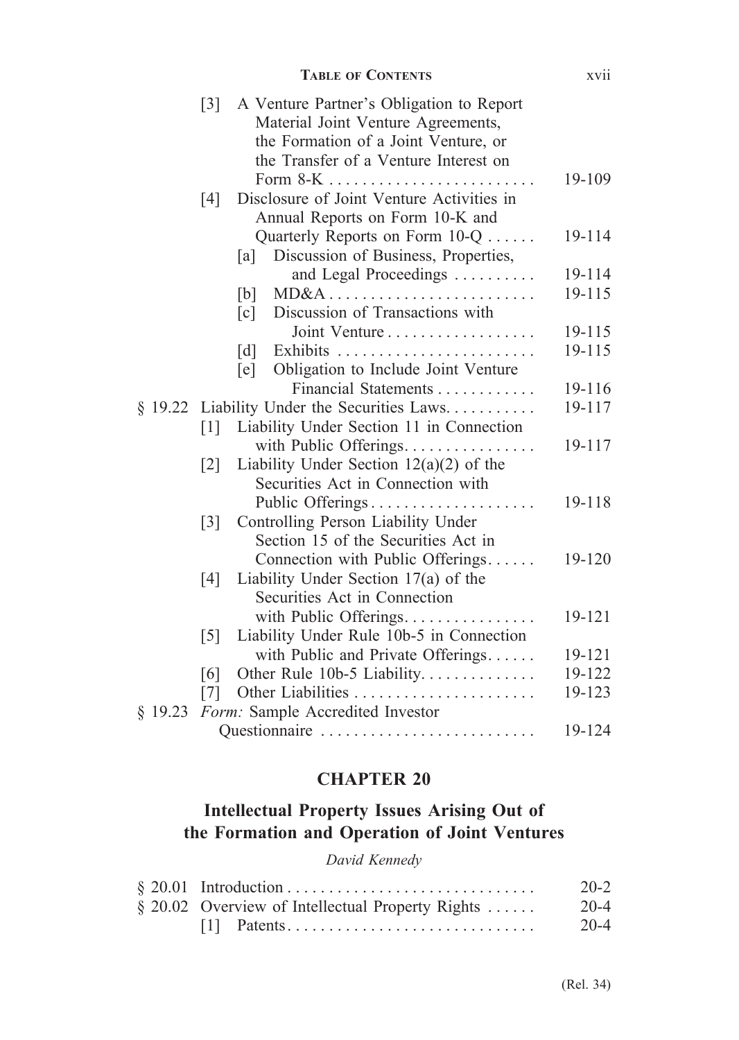[3] A Venture Partner's Obligation to Report Material Joint Venture Agreements, the Formation of a Joint Venture, or the Transfer of a Venture Interest on Form 8-K . . . . . . . . . . . . . . . . . . . . . . . . . 19-109

[4] Disclosure of Joint Venture Activities in Annual Reports on Form 10-K and Quarterly Reports on Form 10-Q . . . . . . 19-114

[a] Discussion of Business, Properties, and Legal Proceedings . . . . . . . . . . 19-114

[b] MD&A . . . . . . . . . . . . . . . . . . . . . . . . . 19-115

[c] Discussion of Transactions with Joint Venture . . . . . . . . . . . . . . . . . . 19-115

[d] Exhibits . . . . . . . . . . . . . . . . . . . . . . . . 19-115

[e] Obligation to Include Joint Venture Financial Statements . . . . . . . . . . . . 19-116

§ 19.22 Liability Under the Securities Laws. . . . . . . . . . . 19-117

[1] Liability Under Section 11 in Connection with Public Offerings. . . . . . . . . . . . . . . . 19-117

[2] Liability Under Section 12(a)(2) of the Securities Act in Connection with Public Offerings . . . . . . . . . . . . . . . . . . . . 19-118

[3] Controlling Person Liability Under Section 15 of the Securities Act in Connection with Public Offerings. . . . . . 19-120

[4] Liability Under Section 17(a) of the Securities Act in Connection with Public Offerings. . . . . . . . . . . . . . . . 19-121

[5] Liability Under Rule 10b-5 in Connection with Public and Private Offerings. . . . . . 19-121

[6] Other Rule 10b-5 Liability. . . . . . . . . . . . . . 19-122

[7] Other Liabilities . . . . . . . . . . . . . . . . . . . . . . 19-123

§ 19.23 *Form:* Sample Accredited Investor Questionnaire . . . . . . . . . . . . . . . . . . . . . . . . . . 19-124

## CHAPTER 20

## Intellectual Property Issues Arising Out of the Formation and Operation of Joint Ventures

*David Kennedy*

§ 20.01 Introduction . . . . . . . . . . . . . . . . . . . . . . . . . . . . . . 20-2

§ 20.02 Overview of Intellectual Property Rights . . . . . . 20-4

[1] Patents. . . . . . . . . . . . . . . . . . . . . . . . . . . . . . 20-4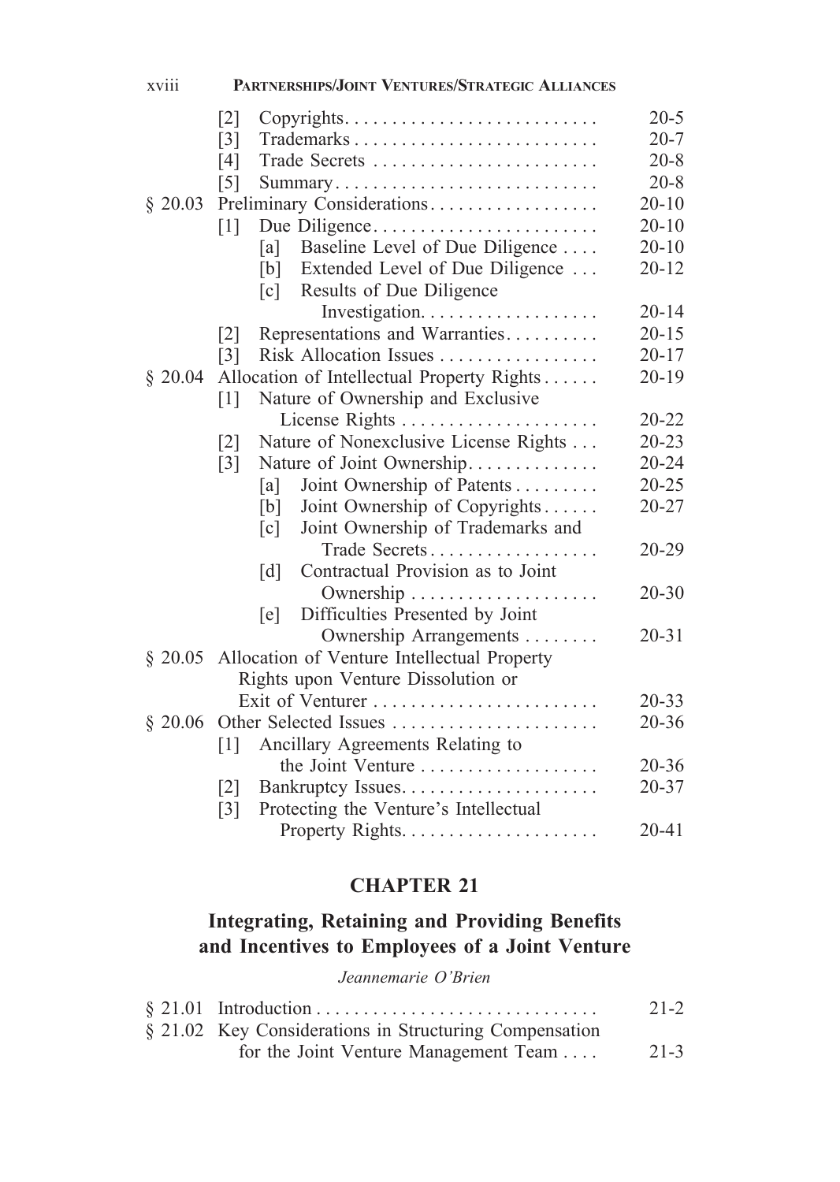[2] Copyrights . . . . . . . . . . . . . . . . . . . . . . . . . . . 20-5
[3] Trademarks . . . . . . . . . . . . . . . . . . . . . . . . . . 20-7
[4] Trade Secrets . . . . . . . . . . . . . . . . . . . . . . . . 20-8
[5] Summary . . . . . . . . . . . . . . . . . . . . . . . . . . . . 20-8

§ 20.03 Preliminary Considerations . . . . . . . . . . . . . . . . . . 20-10
[1] Due Diligence . . . . . . . . . . . . . . . . . . . . . . . . 20-10
[a] Baseline Level of Due Diligence . . . . 20-10
[b] Extended Level of Due Diligence . . . 20-12
[c] Results of Due Diligence Investigation . . . . . . . . . . . . . . . . . . . 20-14
[2] Representations and Warranties . . . . . . . . . . 20-15
[3] Risk Allocation Issues . . . . . . . . . . . . . . . . . 20-17

§ 20.04 Allocation of Intellectual Property Rights . . . . . . 20-19
[1] Nature of Ownership and Exclusive License Rights . . . . . . . . . . . . . . . . . . . . . 20-22
[2] Nature of Nonexclusive License Rights . . . 20-23
[3] Nature of Joint Ownership . . . . . . . . . . . . . . 20-24
[a] Joint Ownership of Patents . . . . . . . . . 20-25
[b] Joint Ownership of Copyrights . . . . . . 20-27
[c] Joint Ownership of Trademarks and Trade Secrets . . . . . . . . . . . . . . . . . . 20-29
[d] Contractual Provision as to Joint Ownership . . . . . . . . . . . . . . . . . . . . 20-30
[e] Difficulties Presented by Joint Ownership Arrangements . . . . . . . . 20-31

§ 20.05 Allocation of Venture Intellectual Property Rights upon Venture Dissolution or Exit of Venturer . . . . . . . . . . . . . . . . . . . . . . . . . 20-33

§ 20.06 Other Selected Issues . . . . . . . . . . . . . . . . . . . . . . 20-36
[1] Ancillary Agreements Relating to the Joint Venture . . . . . . . . . . . . . . . . . . . 20-36
[2] Bankruptcy Issues . . . . . . . . . . . . . . . . . . . . . 20-37
[3] Protecting the Venture's Intellectual Property Rights . . . . . . . . . . . . . . . . . . . . . 20-41

## CHAPTER 21

## Integrating, Retaining and Providing Benefits and Incentives to Employees of a Joint Venture

*Jeannemarie O'Brien*

§ 21.01 Introduction . . . . . . . . . . . . . . . . . . . . . . . . . . . . . 21-2

§ 21.02 Key Considerations in Structuring Compensation for the Joint Venture Management Team . . . . 21-3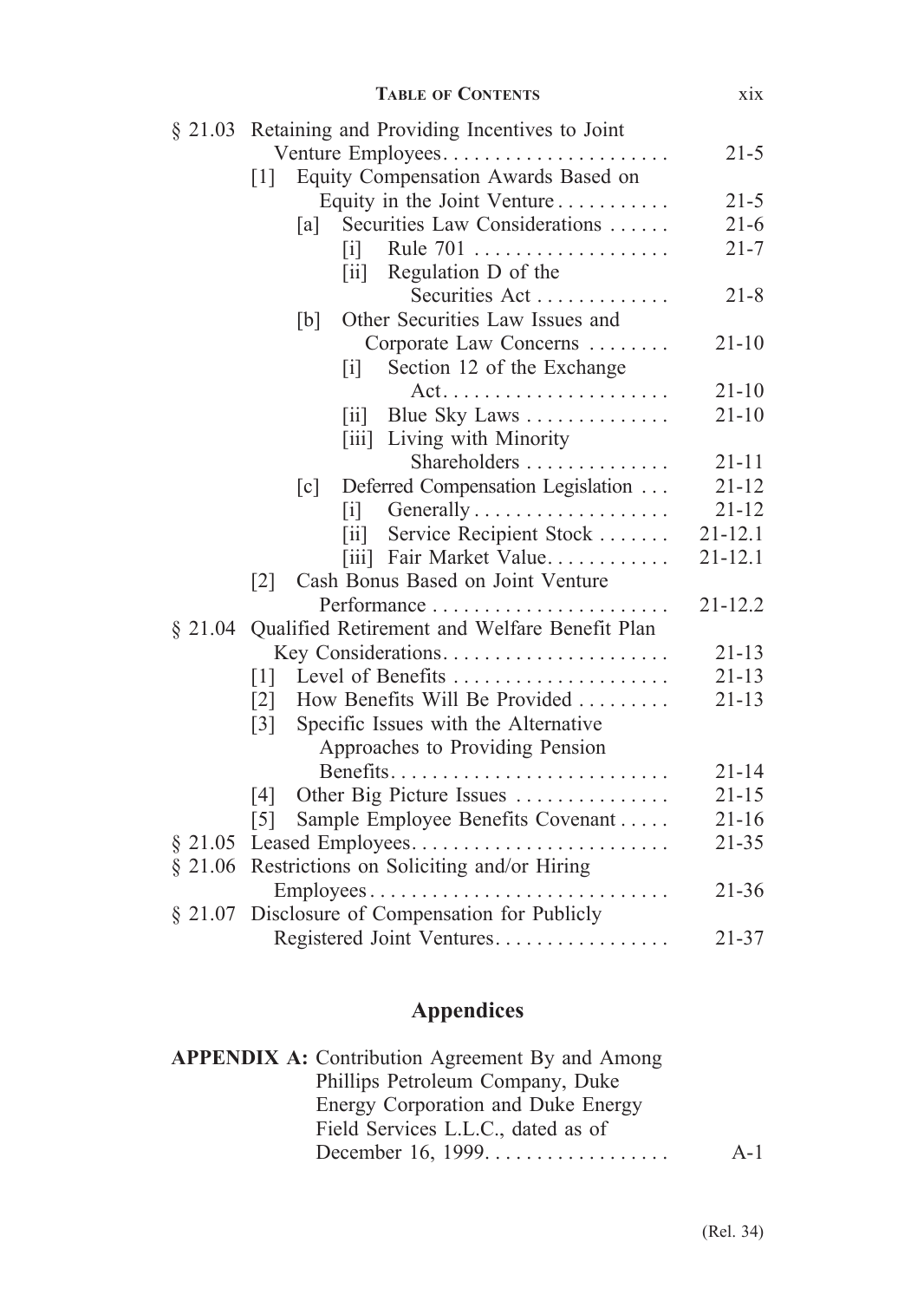| | | |
|---|---|---|
| § 21.03 | Retaining and Providing Incentives to Joint Venture Employees | 21-5 |
| | [1] Equity Compensation Awards Based on Equity in the Joint Venture | 21-5 |
| | [a] Securities Law Considerations | 21-6 |
| | [i] Rule 701 | 21-7 |
| | [ii] Regulation D of the Securities Act | 21-8 |
| | [b] Other Securities Law Issues and Corporate Law Concerns | 21-10 |
| | [i] Section 12 of the Exchange Act | 21-10 |
| | [ii] Blue Sky Laws | 21-10 |
| | [iii] Living with Minority Shareholders | 21-11 |
| | [c] Deferred Compensation Legislation | 21-12 |
| | [i] Generally | 21-12 |
| | [ii] Service Recipient Stock | 21-12.1 |
| | [iii] Fair Market Value | 21-12.1 |
| | [2] Cash Bonus Based on Joint Venture Performance | 21-12.2 |
| § 21.04 | Qualified Retirement and Welfare Benefit Plan Key Considerations | 21-13 |
| | [1] Level of Benefits | 21-13 |
| | [2] How Benefits Will Be Provided | 21-13 |
| | [3] Specific Issues with the Alternative Approaches to Providing Pension Benefits | 21-14 |
| | [4] Other Big Picture Issues | 21-15 |
| | [5] Sample Employee Benefits Covenant | 21-16 |
| § 21.05 | Leased Employees | 21-35 |
| § 21.06 | Restrictions on Soliciting and/or Hiring Employees | 21-36 |
| § 21.07 | Disclosure of Compensation for Publicly Registered Joint Ventures | 21-37 |

## Appendices

| | | |
|---|---|---|
| **APPENDIX A:** | Contribution Agreement By and Among Phillips Petroleum Company, Duke Energy Corporation and Duke Energy Field Services L.L.C., dated as of December 16, 1999 | A-1 |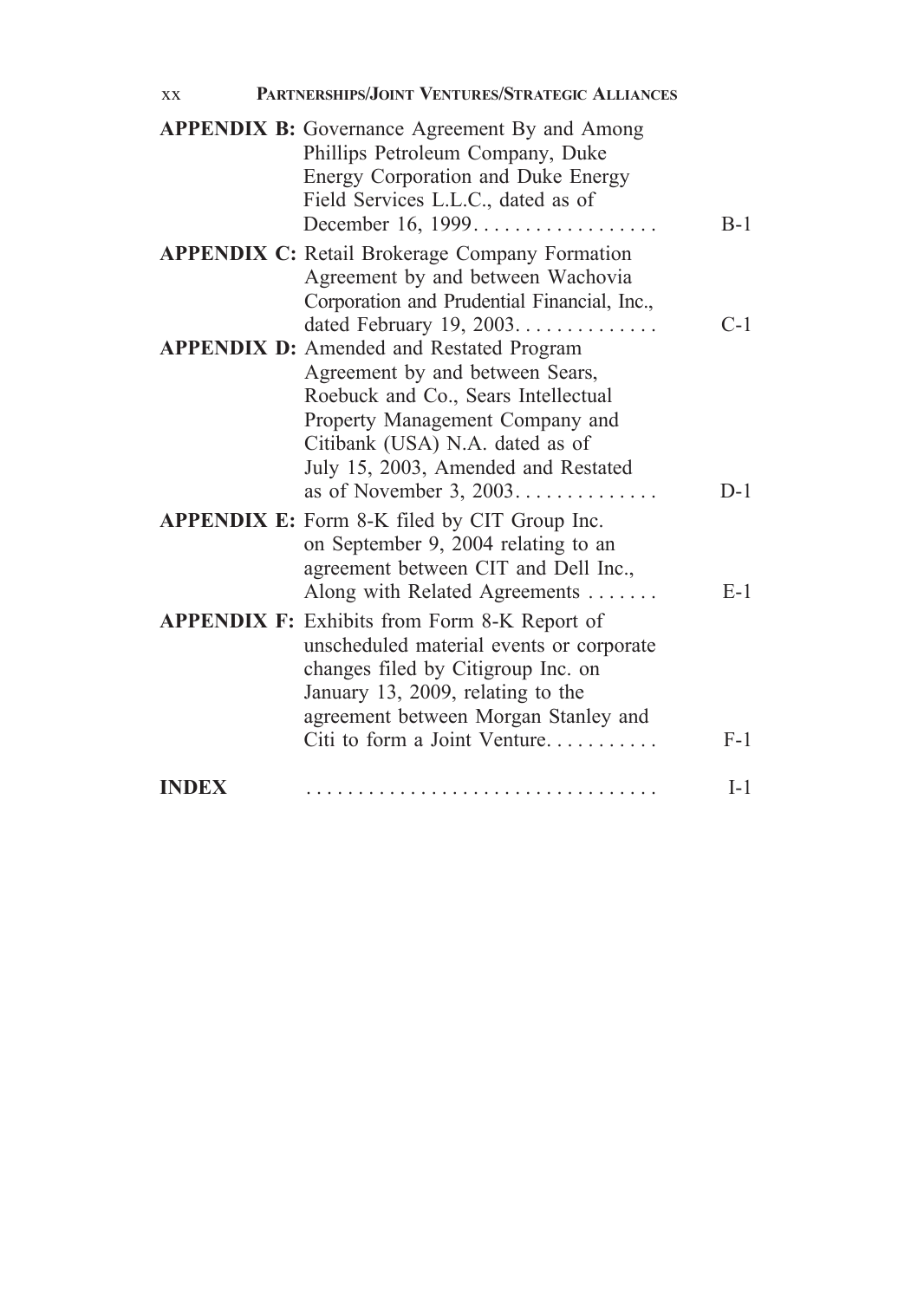| | | |
|---|---|---|
| **APPENDIX B:** | Governance Agreement By and Among Phillips Petroleum Company, Duke Energy Corporation and Duke Energy Field Services L.L.C., dated as of December 16, 1999 | B-1 |
| **APPENDIX C:** | Retail Brokerage Company Formation Agreement by and between Wachovia Corporation and Prudential Financial, Inc., dated February 19, 2003 | C-1 |
| **APPENDIX D:** | Amended and Restated Program Agreement by and between Sears, Roebuck and Co., Sears Intellectual Property Management Company and Citibank (USA) N.A. dated as of July 15, 2003, Amended and Restated as of November 3, 2003 | D-1 |
| **APPENDIX E:** | Form 8-K filed by CIT Group Inc. on September 9, 2004 relating to an agreement between CIT and Dell Inc., Along with Related Agreements | E-1 |
| **APPENDIX F:** | Exhibits from Form 8-K Report of unscheduled material events or corporate changes filed by Citigroup Inc. on January 13, 2009, relating to the agreement between Morgan Stanley and Citi to form a Joint Venture | F-1 |
| **INDEX** | | I-1 |